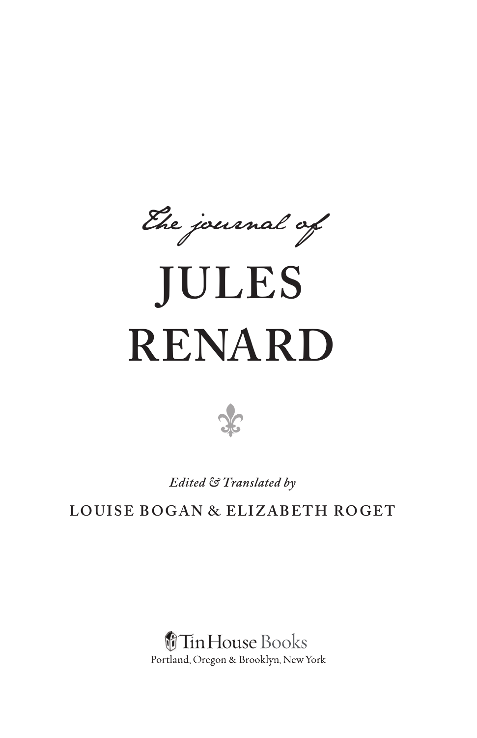*The journal of*

# JULES RENARD

⚜

*Edited & Translated by*

LOUISE BOGAN & ELIZABETH ROGET

Tin House Books

Portland, Oregon & Brooklyn, New York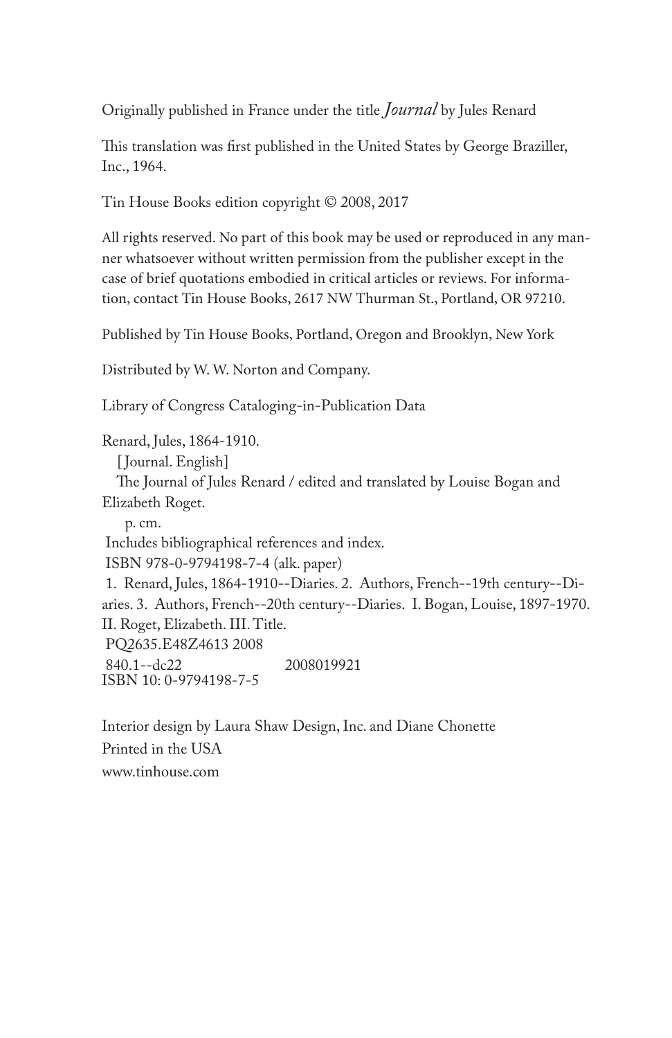Originally published in France under the title *Journal* by Jules Renard

This translation was first published in the United States by George Braziller, Inc., 1964.

Tin House Books edition copyright © 2008, 2017

All rights reserved. No part of this book may be used or reproduced in any manner whatsoever without written permission from the publisher except in the case of brief quotations embodied in critical articles or reviews. For information, contact Tin House Books, 2617 NW Thurman St., Portland, OR 97210.

Published by Tin House Books, Portland, Oregon and Brooklyn, New York

Distributed by W. W. Norton and Company.

Library of Congress Cataloging-in-Publication Data

Renard, Jules, 1864-1910.
[Journal. English]
The Journal of Jules Renard / edited and translated by Louise Bogan and Elizabeth Roget.
p. cm.
Includes bibliographical references and index.
ISBN 978-0-9794198-7-4 (alk. paper)
1. Renard, Jules, 1864-1910--Diaries. 2. Authors, French--19th century--Diaries. 3. Authors, French--20th century--Diaries. I. Bogan, Louise, 1897-1970. II. Roget, Elizabeth. III. Title.
PQ2635.E48Z4613 2008
840.1--dc22 2008019921
ISBN 10: 0-9794198-7-5

Interior design by Laura Shaw Design, Inc. and Diane Chonette
Printed in the USA
www.tinhouse.com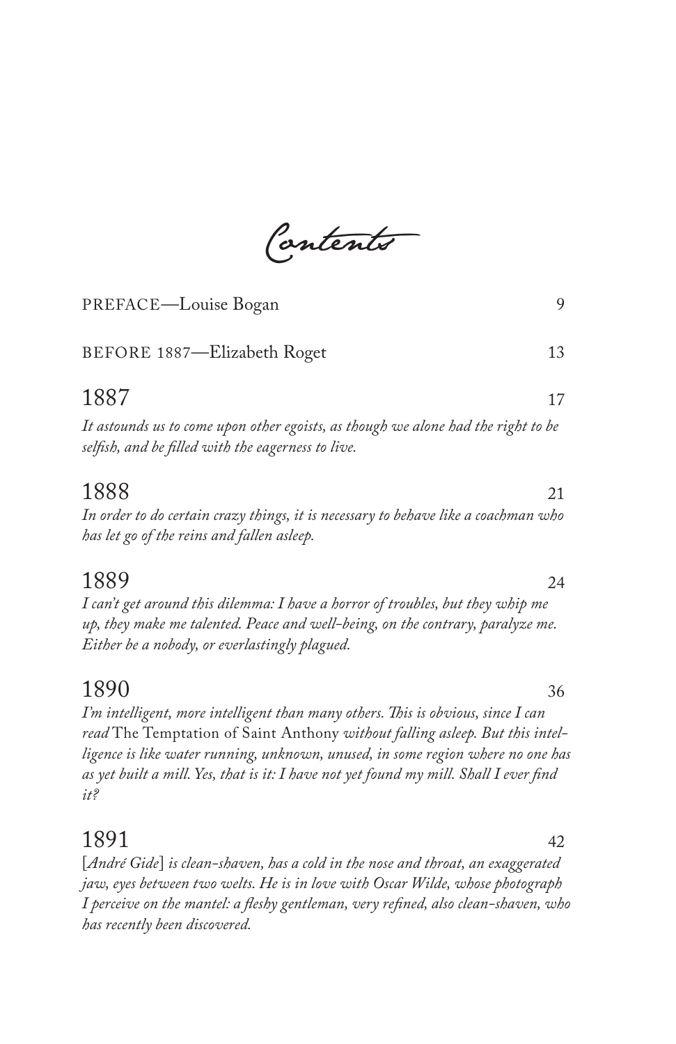# Contents

PREFACE—Louise Bogan 9

BEFORE 1887—Elizabeth Roget 13

## 1887 17

*It astounds us to come upon other egoists, as though we alone had the right to be selfish, and be filled with the eagerness to live.*

## 1888 21

*In order to do certain crazy things, it is necessary to behave like a coachman who has let go of the reins and fallen asleep.*

## 1889 24

*I can't get around this dilemma: I have a horror of troubles, but they whip me up, they make me talented. Peace and well-being, on the contrary, paralyze me. Either be a nobody, or everlastingly plagued.*

## 1890 36

*I'm intelligent, more intelligent than many others. This is obvious, since I can read* The Temptation of Saint Anthony *without falling asleep. But this intelligence is like water running, unknown, unused, in some region where no one has as yet built a mill. Yes, that is it: I have not yet found my mill. Shall I ever find it?*

## 1891 42

[*André Gide*] *is clean-shaven, has a cold in the nose and throat, an exaggerated jaw, eyes between two welts. He is in love with Oscar Wilde, whose photograph I perceive on the mantel: a fleshy gentleman, very refined, also clean-shaven, who has recently been discovered.*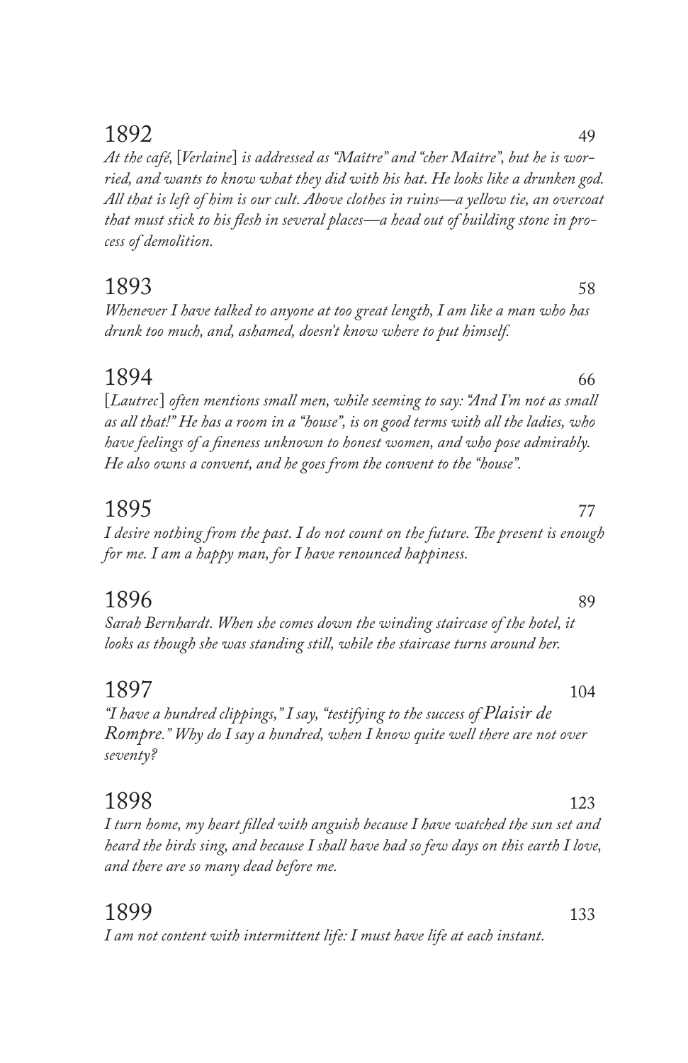## 1892 49

*At the café, [Verlaine] is addressed as "Maître" and "cher Maître", but he is worried, and wants to know what they did with his hat. He looks like a drunken god. All that is left of him is our cult. Above clothes in ruins—a yellow tie, an overcoat that must stick to his flesh in several places—a head out of building stone in process of demolition.*

## 1893 58

*Whenever I have talked to anyone at too great length, I am like a man who has drunk too much, and, ashamed, doesn't know where to put himself.*

## 1894 66

*[Lautrec] often mentions small men, while seeming to say: "And I'm not as small as all that!" He has a room in a "house", is on good terms with all the ladies, who have feelings of a fineness unknown to honest women, and who pose admirably. He also owns a convent, and he goes from the convent to the "house".*

## 1895 77

*I desire nothing from the past. I do not count on the future. The present is enough for me. I am a happy man, for I have renounced happiness.*

## 1896 89

*Sarah Bernhardt. When she comes down the winding staircase of the hotel, it looks as though she was standing still, while the staircase turns around her.*

## 1897 104

*"I have a hundred clippings," I say, "testifying to the success of* Plaisir de Rompre.*" Why do I say a hundred, when I know quite well there are not over seventy?*

## 1898 123

*I turn home, my heart filled with anguish because I have watched the sun set and heard the birds sing, and because I shall have had so few days on this earth I love, and there are so many dead before me.*

## 1899 133

*I am not content with intermittent life: I must have life at each instant.*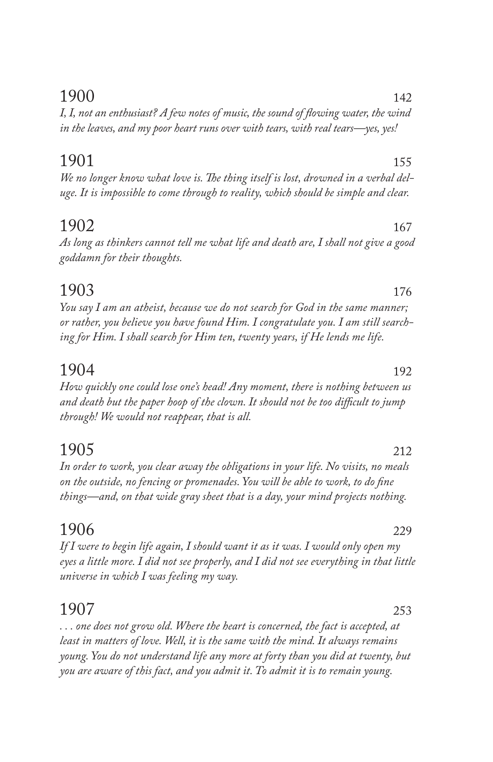## 1900 142

*I, I, not an enthusiast? A few notes of music, the sound of flowing water, the wind in the leaves, and my poor heart runs over with tears, with real tears—yes, yes!*

## 1901 155

*We no longer know what love is. The thing itself is lost, drowned in a verbal deluge. It is impossible to come through to reality, which should be simple and clear.*

## 1902 167

*As long as thinkers cannot tell me what life and death are, I shall not give a good goddamn for their thoughts.*

## 1903 176

*You say I am an atheist, because we do not search for God in the same manner; or rather, you believe you have found Him. I congratulate you. I am still searching for Him. I shall search for Him ten, twenty years, if He lends me life.*

## 1904 192

*How quickly one could lose one's head! Any moment, there is nothing between us and death but the paper hoop of the clown. It should not be too difficult to jump through! We would not reappear, that is all.*

## 1905 212

*In order to work, you clear away the obligations in your life. No visits, no meals on the outside, no fencing or promenades. You will be able to work, to do fine things—and, on that wide gray sheet that is a day, your mind projects nothing.*

## 1906 229

*If I were to begin life again, I should want it as it was. I would only open my eyes a little more. I did not see properly, and I did not see everything in that little universe in which I was feeling my way.*

## 1907 253

*. . . one does not grow old. Where the heart is concerned, the fact is accepted, at least in matters of love. Well, it is the same with the mind. It always remains young. You do not understand life any more at forty than you did at twenty, but you are aware of this fact, and you admit it. To admit it is to remain young.*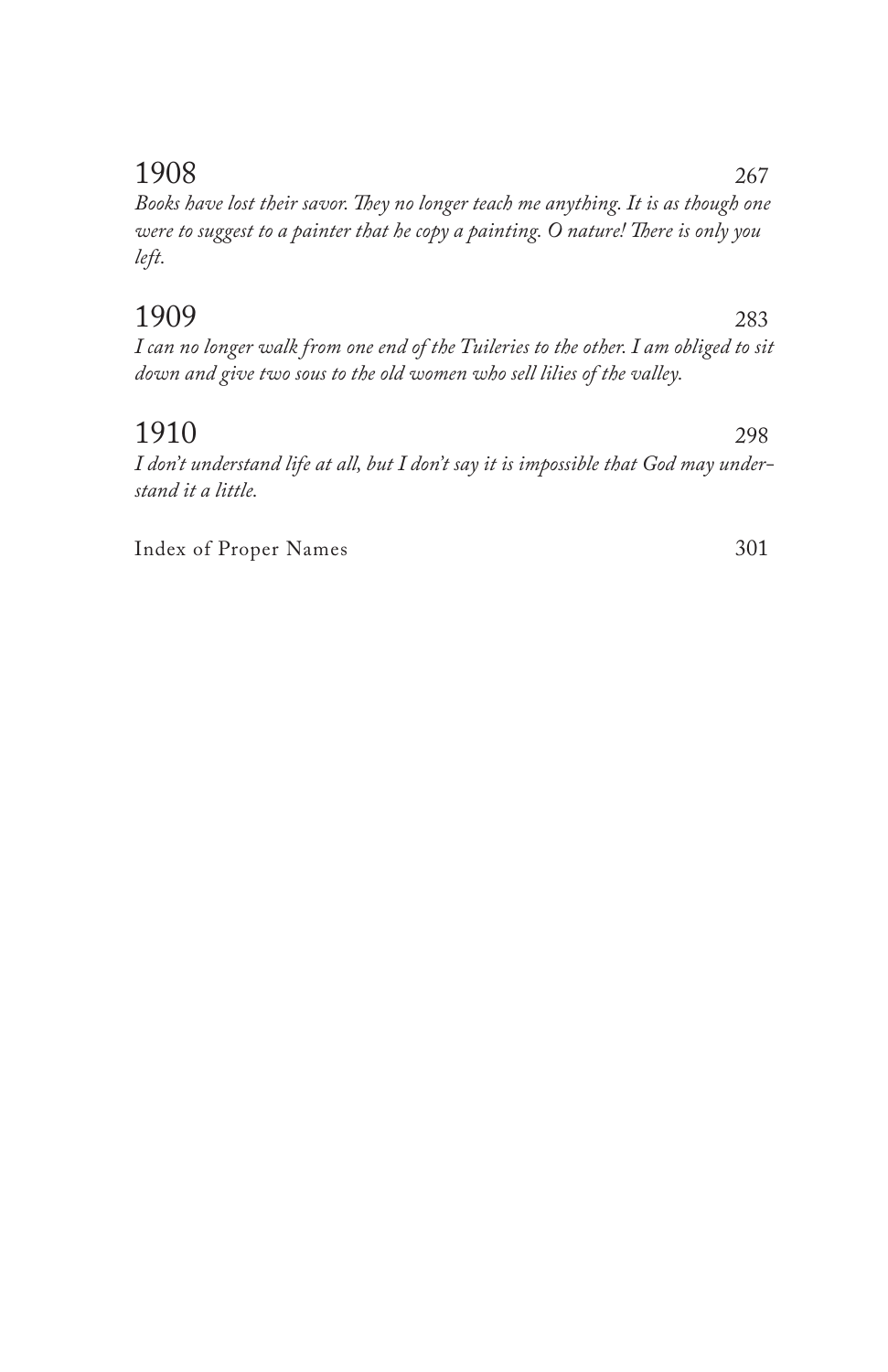## 1908 267

*Books have lost their savor. They no longer teach me anything. It is as though one were to suggest to a painter that he copy a painting. O nature! There is only you left.*

## 1909 283

*I can no longer walk from one end of the Tuileries to the other. I am obliged to sit down and give two sous to the old women who sell lilies of the valley.*

## 1910 298

*I don't understand life at all, but I don't say it is impossible that God may understand it a little.*

Index of Proper Names 301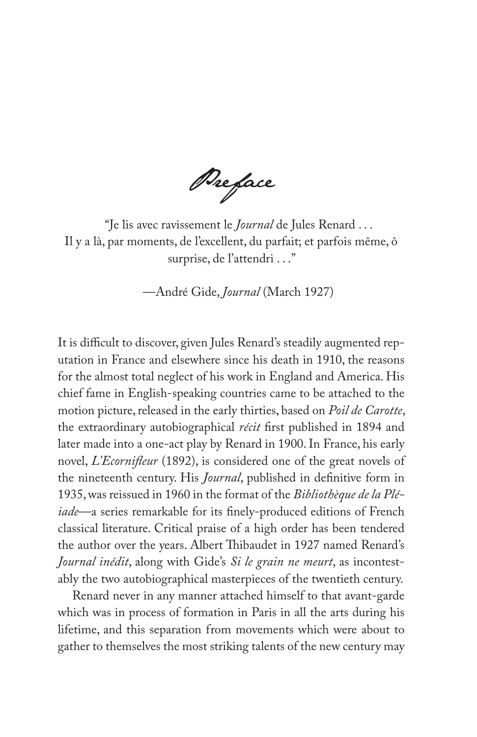# Preface

"Je lis avec ravissement le *Journal* de Jules Renard . . .
Il y a là, par moments, de l'excellent, du parfait; et parfois même, ô surprise, de l'attendri . . ."

—André Gide, *Journal* (March 1927)

It is difficult to discover, given Jules Renard's steadily augmented reputation in France and elsewhere since his death in 1910, the reasons for the almost total neglect of his work in England and America. His chief fame in English-speaking countries came to be attached to the motion picture, released in the early thirties, based on *Poil de Carotte*, the extraordinary autobiographical *récit* first published in 1894 and later made into a one-act play by Renard in 1900. In France, his early novel, *L'Ecornifleur* (1892), is considered one of the great novels of the nineteenth century. His *Journal*, published in definitive form in 1935, was reissued in 1960 in the format of the *Bibliothèque de la Pléiade*—a series remarkable for its finely-produced editions of French classical literature. Critical praise of a high order has been tendered the author over the years. Albert Thibaudet in 1927 named Renard's *Journal inédit*, along with Gide's *Si le grain ne meurt*, as incontestably the two autobiographical masterpieces of the twentieth century.

Renard never in any manner attached himself to that avant-garde which was in process of formation in Paris in all the arts during his lifetime, and this separation from movements which were about to gather to themselves the most striking talents of the new century may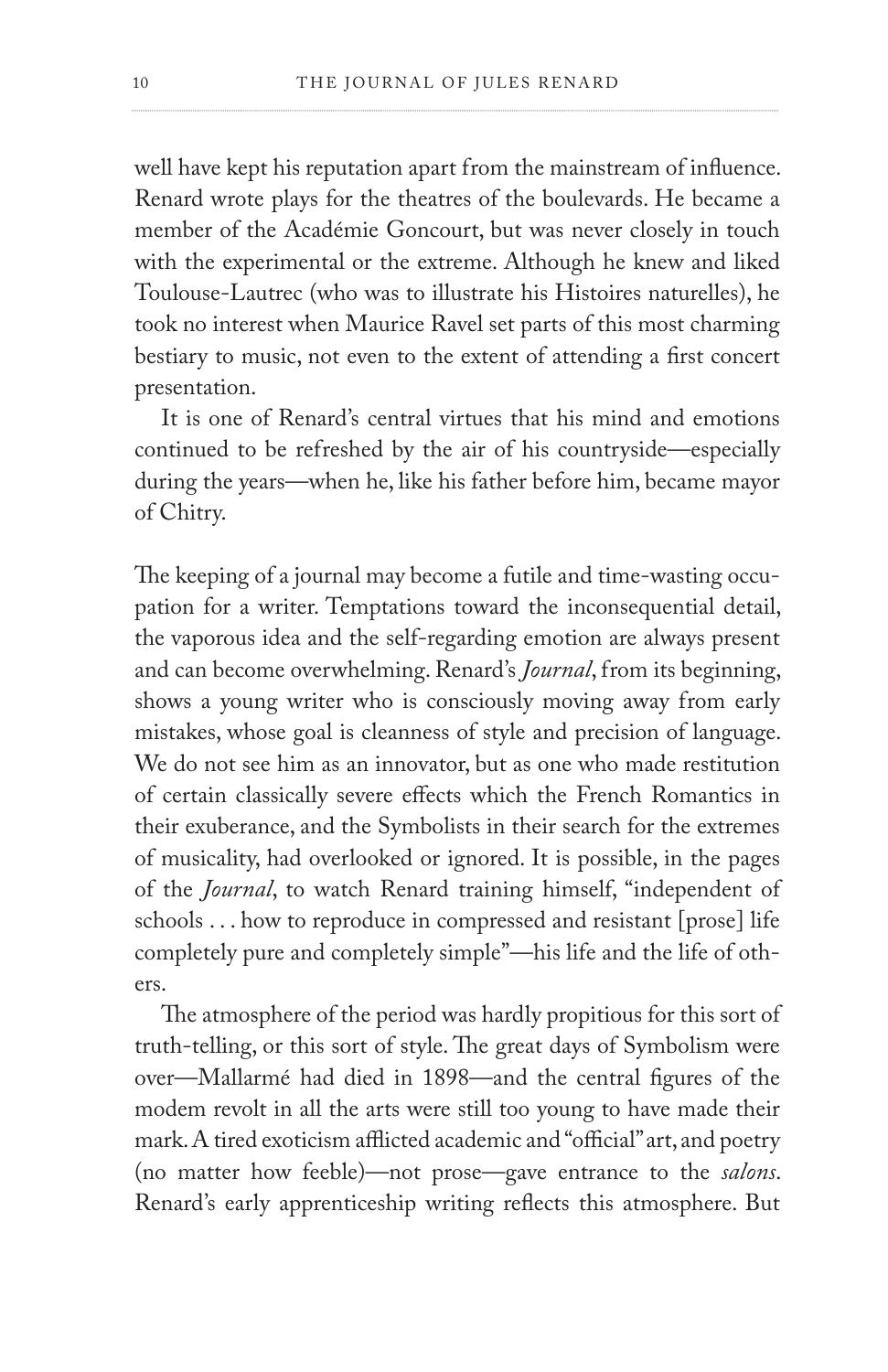well have kept his reputation apart from the mainstream of influence. Renard wrote plays for the theatres of the boulevards. He became a member of the Académie Goncourt, but was never closely in touch with the experimental or the extreme. Although he knew and liked Toulouse-Lautrec (who was to illustrate his Histoires naturelles), he took no interest when Maurice Ravel set parts of this most charming bestiary to music, not even to the extent of attending a first concert presentation.

It is one of Renard's central virtues that his mind and emotions continued to be refreshed by the air of his countryside—especially during the years—when he, like his father before him, became mayor of Chitry.

The keeping of a journal may become a futile and time-wasting occupation for a writer. Temptations toward the inconsequential detail, the vaporous idea and the self-regarding emotion are always present and can become overwhelming. Renard's *Journal*, from its beginning, shows a young writer who is consciously moving away from early mistakes, whose goal is cleanness of style and precision of language. We do not see him as an innovator, but as one who made restitution of certain classically severe effects which the French Romantics in their exuberance, and the Symbolists in their search for the extremes of musicality, had overlooked or ignored. It is possible, in the pages of the *Journal*, to watch Renard training himself, "independent of schools . . . how to reproduce in compressed and resistant [prose] life completely pure and completely simple"—his life and the life of others.

The atmosphere of the period was hardly propitious for this sort of truth-telling, or this sort of style. The great days of Symbolism were over—Mallarmé had died in 1898—and the central figures of the modem revolt in all the arts were still too young to have made their mark. A tired exoticism afflicted academic and "official" art, and poetry (no matter how feeble)—not prose—gave entrance to the *salons*. Renard's early apprenticeship writing reflects this atmosphere. But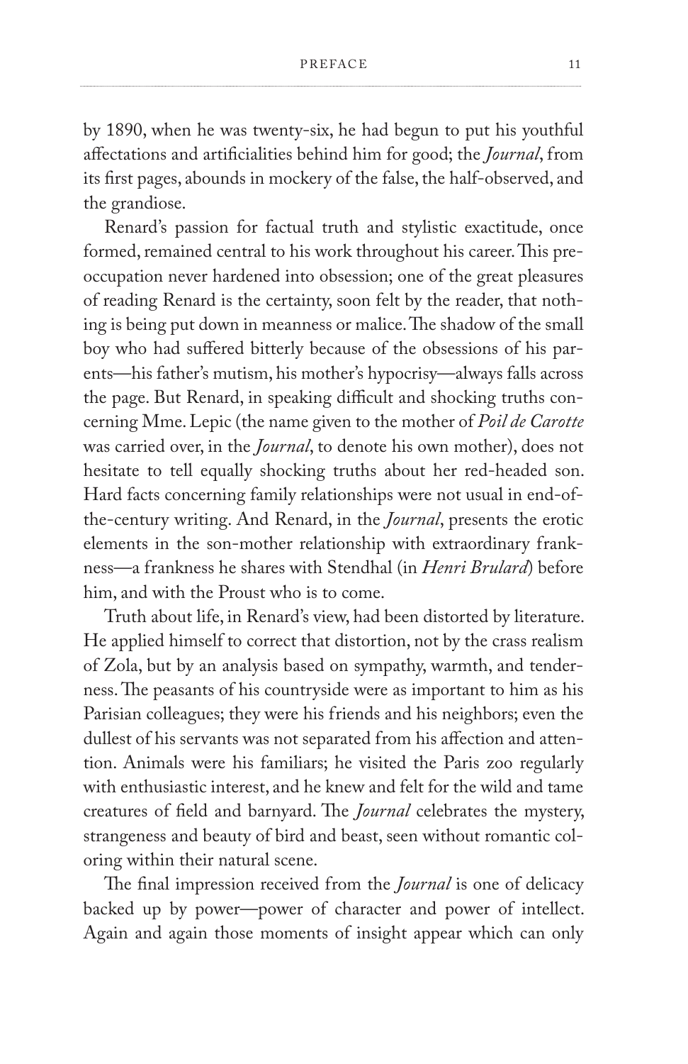by 1890, when he was twenty-six, he had begun to put his youthful affectations and artificialities behind him for good; the *Journal*, from its first pages, abounds in mockery of the false, the half-observed, and the grandiose.

Renard's passion for factual truth and stylistic exactitude, once formed, remained central to his work throughout his career. This preoccupation never hardened into obsession; one of the great pleasures of reading Renard is the certainty, soon felt by the reader, that nothing is being put down in meanness or malice. The shadow of the small boy who had suffered bitterly because of the obsessions of his parents—his father's mutism, his mother's hypocrisy—always falls across the page. But Renard, in speaking difficult and shocking truths concerning Mme. Lepic (the name given to the mother of *Poil de Carotte* was carried over, in the *Journal*, to denote his own mother), does not hesitate to tell equally shocking truths about her red-headed son. Hard facts concerning family relationships were not usual in end-of-the-century writing. And Renard, in the *Journal*, presents the erotic elements in the son-mother relationship with extraordinary frankness—a frankness he shares with Stendhal (in *Henri Brulard*) before him, and with the Proust who is to come.

Truth about life, in Renard's view, had been distorted by literature. He applied himself to correct that distortion, not by the crass realism of Zola, but by an analysis based on sympathy, warmth, and tenderness. The peasants of his countryside were as important to him as his Parisian colleagues; they were his friends and his neighbors; even the dullest of his servants was not separated from his affection and attention. Animals were his familiars; he visited the Paris zoo regularly with enthusiastic interest, and he knew and felt for the wild and tame creatures of field and barnyard. The *Journal* celebrates the mystery, strangeness and beauty of bird and beast, seen without romantic coloring within their natural scene.

The final impression received from the *Journal* is one of delicacy backed up by power—power of character and power of intellect. Again and again those moments of insight appear which can only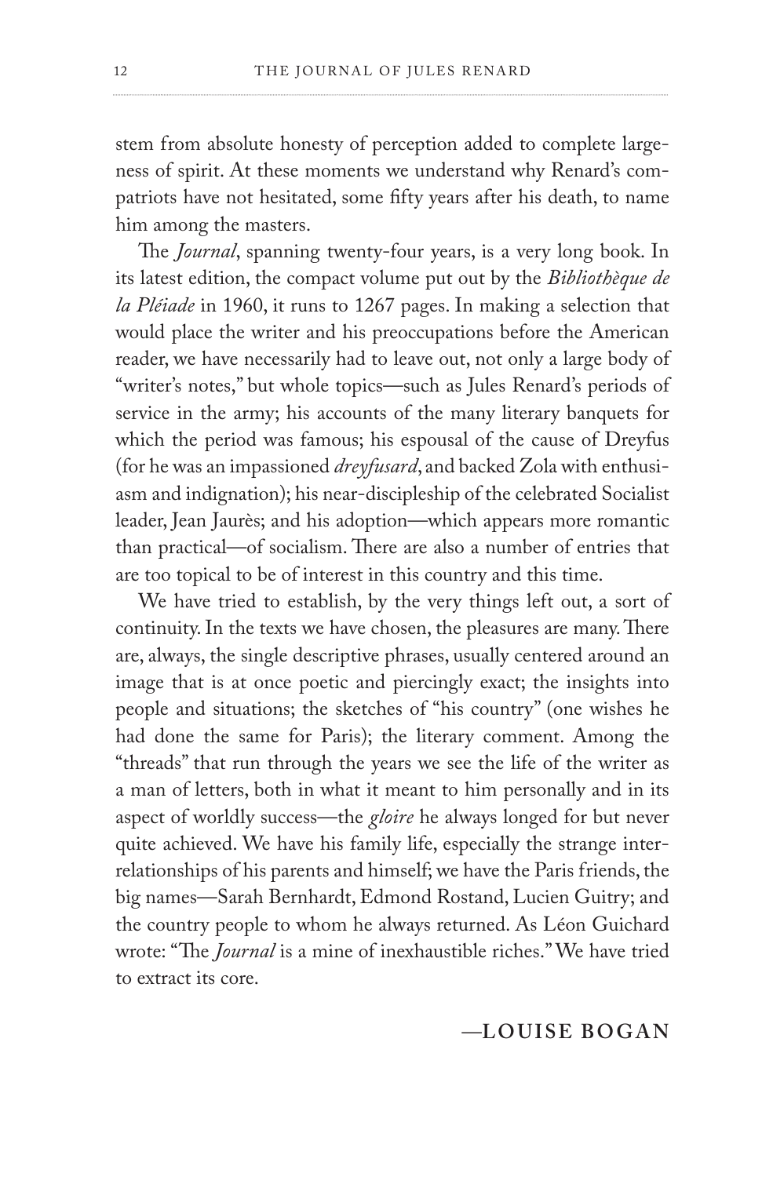stem from absolute honesty of perception added to complete largeness of spirit. At these moments we understand why Renard's compatriots have not hesitated, some fifty years after his death, to name him among the masters.

The *Journal*, spanning twenty-four years, is a very long book. In its latest edition, the compact volume put out by the *Bibliothèque de la Pléiade* in 1960, it runs to 1267 pages. In making a selection that would place the writer and his preoccupations before the American reader, we have necessarily had to leave out, not only a large body of "writer's notes," but whole topics—such as Jules Renard's periods of service in the army; his accounts of the many literary banquets for which the period was famous; his espousal of the cause of Dreyfus (for he was an impassioned *dreyfusard*, and backed Zola with enthusiasm and indignation); his near-discipleship of the celebrated Socialist leader, Jean Jaurès; and his adoption—which appears more romantic than practical—of socialism. There are also a number of entries that are too topical to be of interest in this country and this time.

We have tried to establish, by the very things left out, a sort of continuity. In the texts we have chosen, the pleasures are many. There are, always, the single descriptive phrases, usually centered around an image that is at once poetic and piercingly exact; the insights into people and situations; the sketches of "his country" (one wishes he had done the same for Paris); the literary comment. Among the "threads" that run through the years we see the life of the writer as a man of letters, both in what it meant to him personally and in its aspect of worldly success—the *gloire* he always longed for but never quite achieved. We have his family life, especially the strange interrelationships of his parents and himself; we have the Paris friends, the big names—Sarah Bernhardt, Edmond Rostand, Lucien Guitry; and the country people to whom he always returned. As Léon Guichard wrote: "The *Journal* is a mine of inexhaustible riches." We have tried to extract its core.

—**LOUISE BOGAN**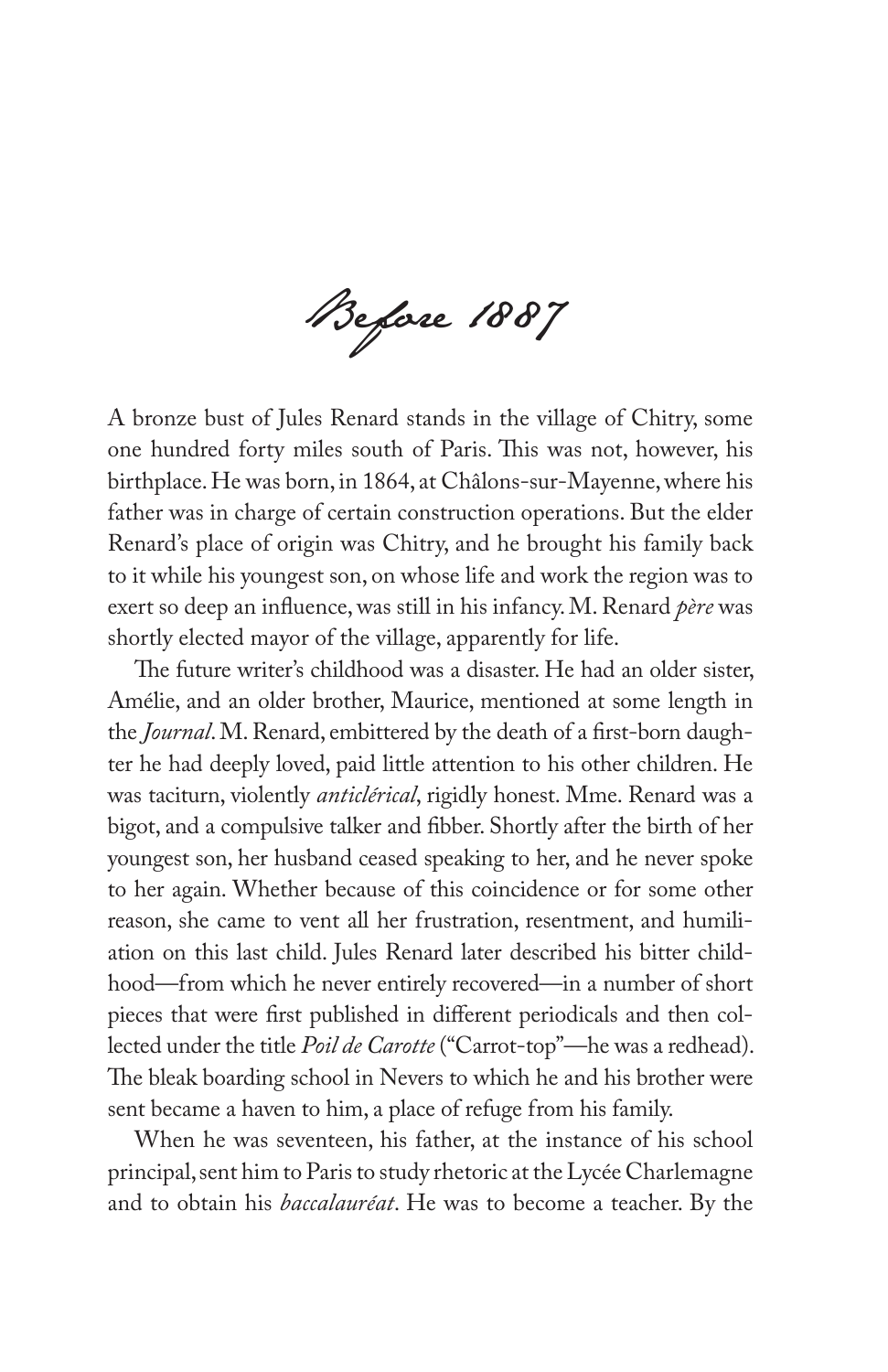# Before 1887

A bronze bust of Jules Renard stands in the village of Chitry, some one hundred forty miles south of Paris. This was not, however, his birthplace. He was born, in 1864, at Châlons-sur-Mayenne, where his father was in charge of certain construction operations. But the elder Renard's place of origin was Chitry, and he brought his family back to it while his youngest son, on whose life and work the region was to exert so deep an influence, was still in his infancy. M. Renard *père* was shortly elected mayor of the village, apparently for life.

The future writer's childhood was a disaster. He had an older sister, Amélie, and an older brother, Maurice, mentioned at some length in the *Journal*. M. Renard, embittered by the death of a first-born daughter he had deeply loved, paid little attention to his other children. He was taciturn, violently *anticlérical*, rigidly honest. Mme. Renard was a bigot, and a compulsive talker and fibber. Shortly after the birth of her youngest son, her husband ceased speaking to her, and he never spoke to her again. Whether because of this coincidence or for some other reason, she came to vent all her frustration, resentment, and humiliation on this last child. Jules Renard later described his bitter childhood—from which he never entirely recovered—in a number of short pieces that were first published in different periodicals and then collected under the title *Poil de Carotte* ("Carrot-top"—he was a redhead). The bleak boarding school in Nevers to which he and his brother were sent became a haven to him, a place of refuge from his family.

When he was seventeen, his father, at the instance of his school principal, sent him to Paris to study rhetoric at the Lycée Charlemagne and to obtain his *baccalauréat*. He was to become a teacher. By the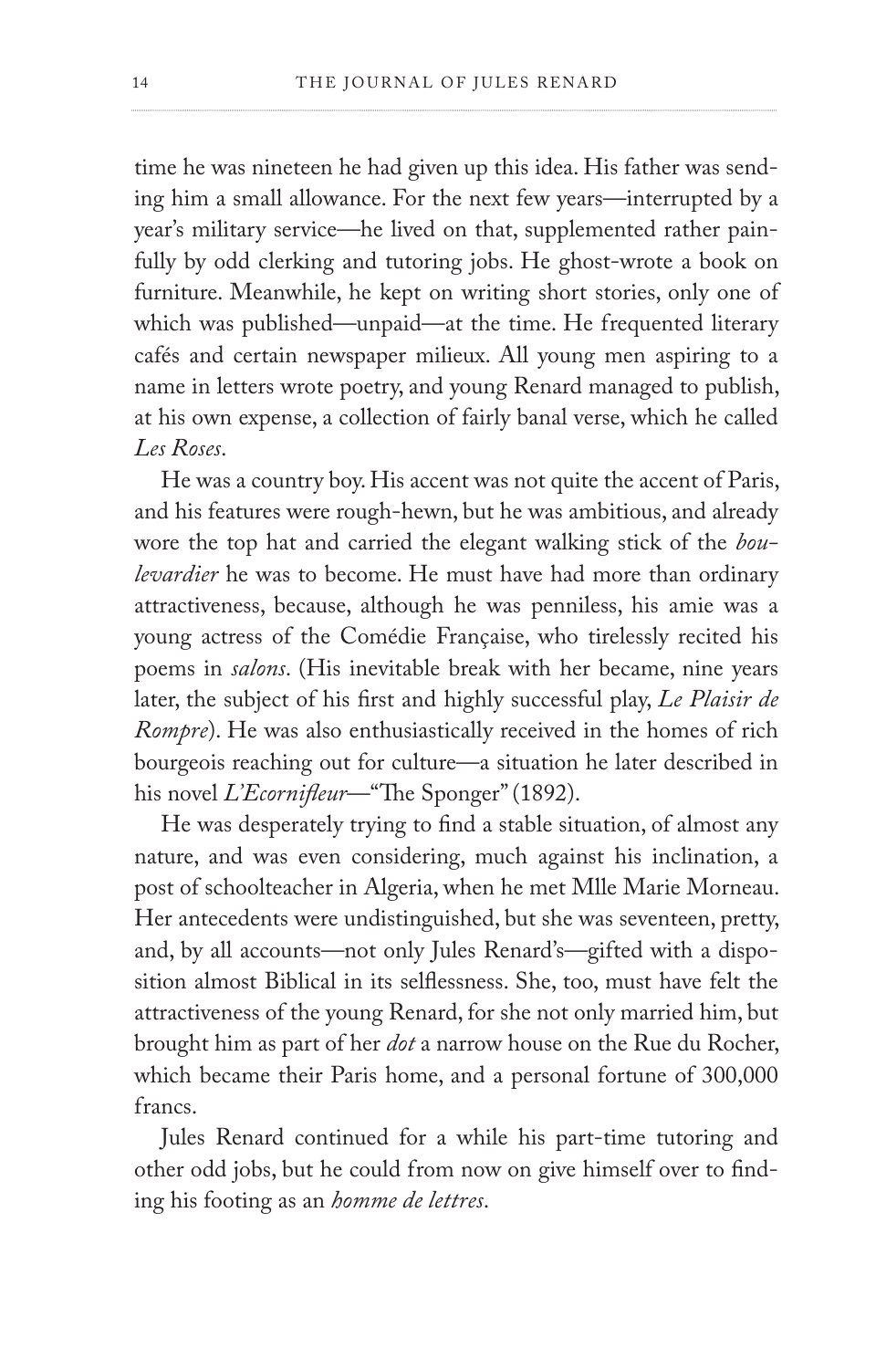time he was nineteen he had given up this idea. His father was sending him a small allowance. For the next few years—interrupted by a year's military service—he lived on that, supplemented rather painfully by odd clerking and tutoring jobs. He ghost-wrote a book on furniture. Meanwhile, he kept on writing short stories, only one of which was published—unpaid—at the time. He frequented literary cafés and certain newspaper milieux. All young men aspiring to a name in letters wrote poetry, and young Renard managed to publish, at his own expense, a collection of fairly banal verse, which he called *Les Roses*.

He was a country boy. His accent was not quite the accent of Paris, and his features were rough-hewn, but he was ambitious, and already wore the top hat and carried the elegant walking stick of the *boulevardier* he was to become. He must have had more than ordinary attractiveness, because, although he was penniless, his amie was a young actress of the Comédie Française, who tirelessly recited his poems in *salons*. (His inevitable break with her became, nine years later, the subject of his first and highly successful play, *Le Plaisir de Rompre*). He was also enthusiastically received in the homes of rich bourgeois reaching out for culture—a situation he later described in his novel *L'Ecornifleur*—"The Sponger" (1892).

He was desperately trying to find a stable situation, of almost any nature, and was even considering, much against his inclination, a post of schoolteacher in Algeria, when he met Mlle Marie Morneau. Her antecedents were undistinguished, but she was seventeen, pretty, and, by all accounts—not only Jules Renard's—gifted with a disposition almost Biblical in its selflessness. She, too, must have felt the attractiveness of the young Renard, for she not only married him, but brought him as part of her *dot* a narrow house on the Rue du Rocher, which became their Paris home, and a personal fortune of 300,000 francs.

Jules Renard continued for a while his part-time tutoring and other odd jobs, but he could from now on give himself over to finding his footing as an *homme de lettres*.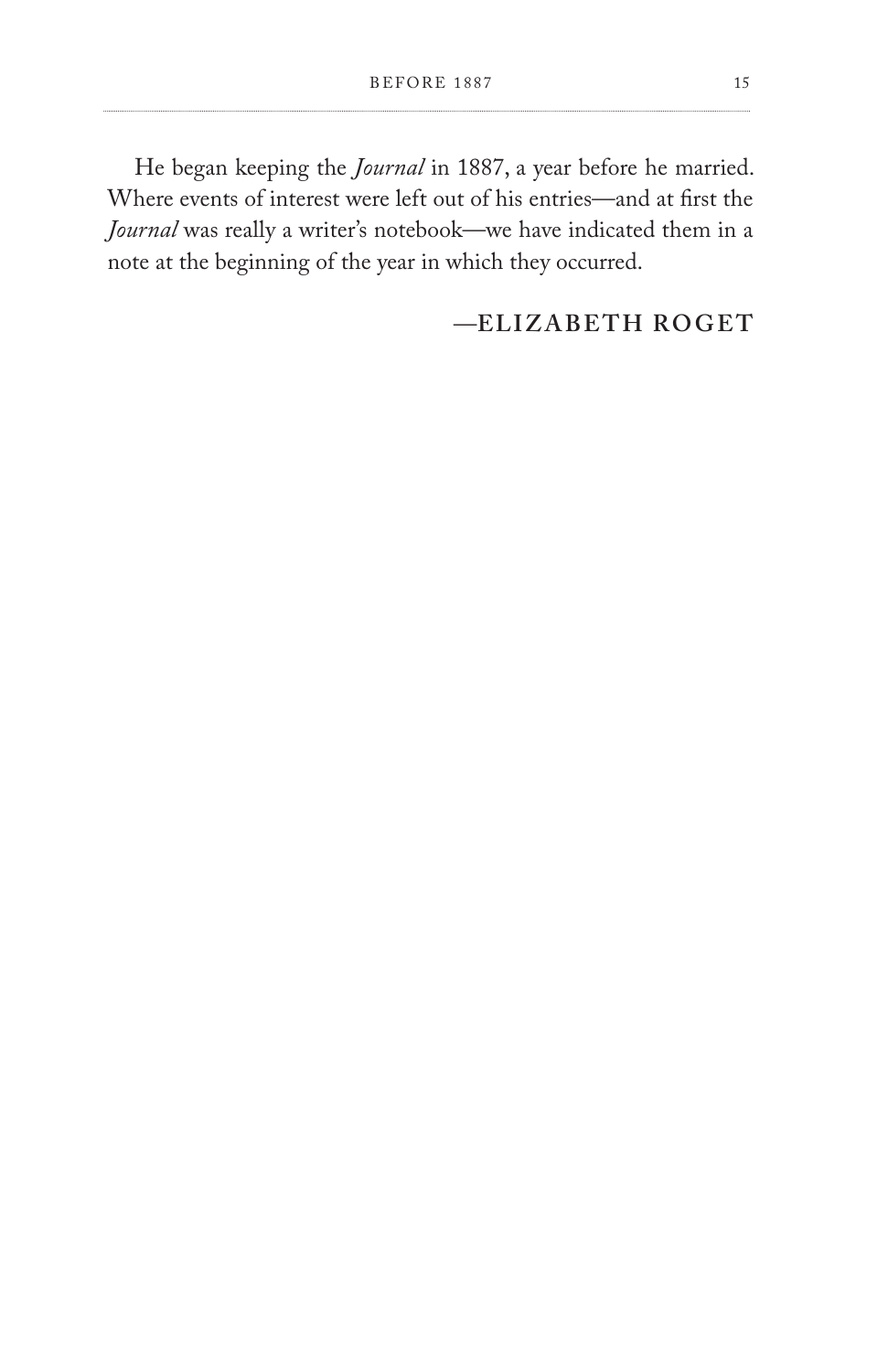He began keeping the *Journal* in 1887, a year before he married. Where events of interest were left out of his entries—and at first the *Journal* was really a writer's notebook—we have indicated them in a note at the beginning of the year in which they occurred.

**—ELIZABETH ROGET**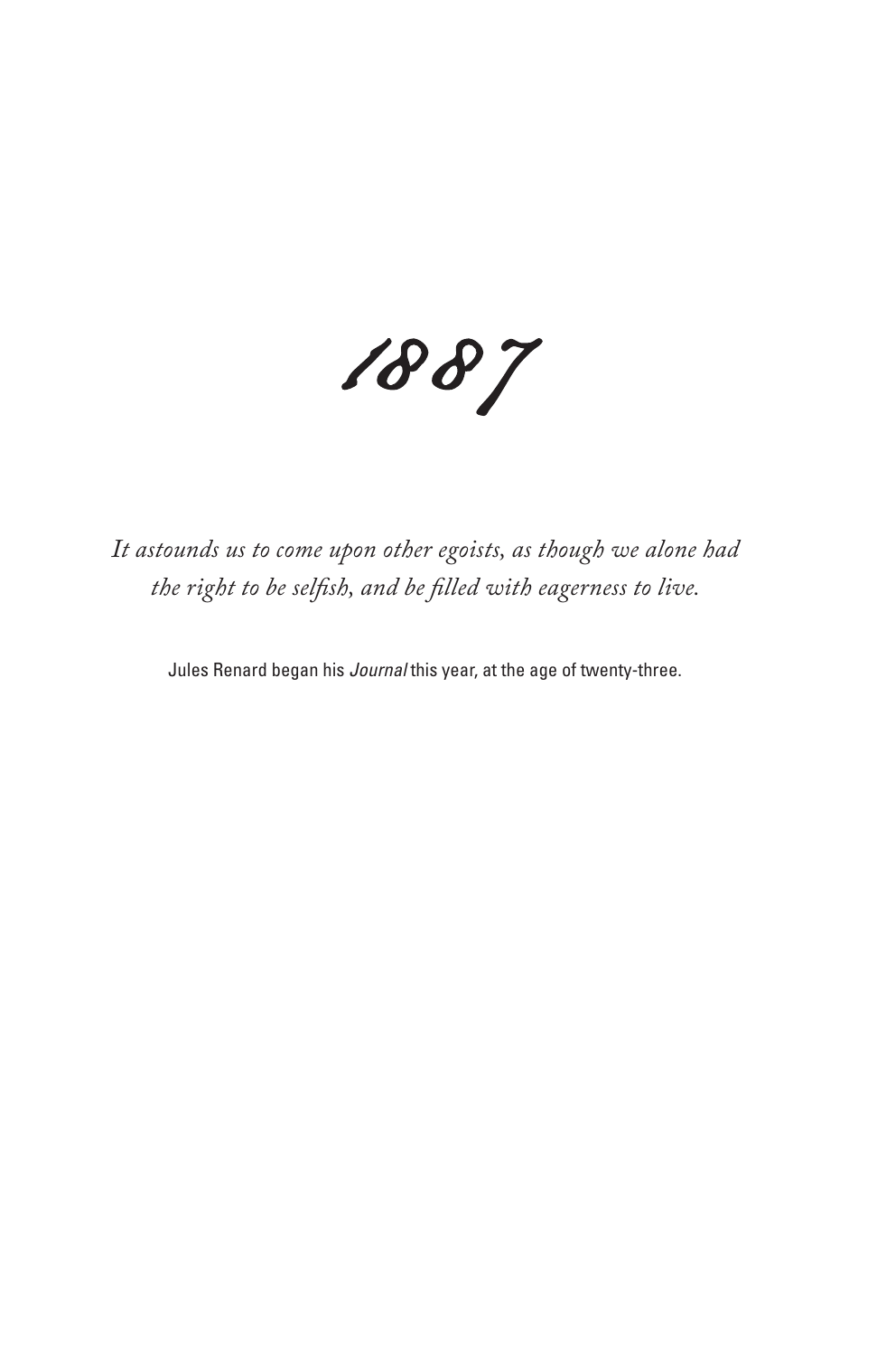# 1887

*It astounds us to come upon other egoists, as though we alone had the right to be selfish, and be filled with eagerness to live.*

Jules Renard began his *Journal* this year, at the age of twenty-three.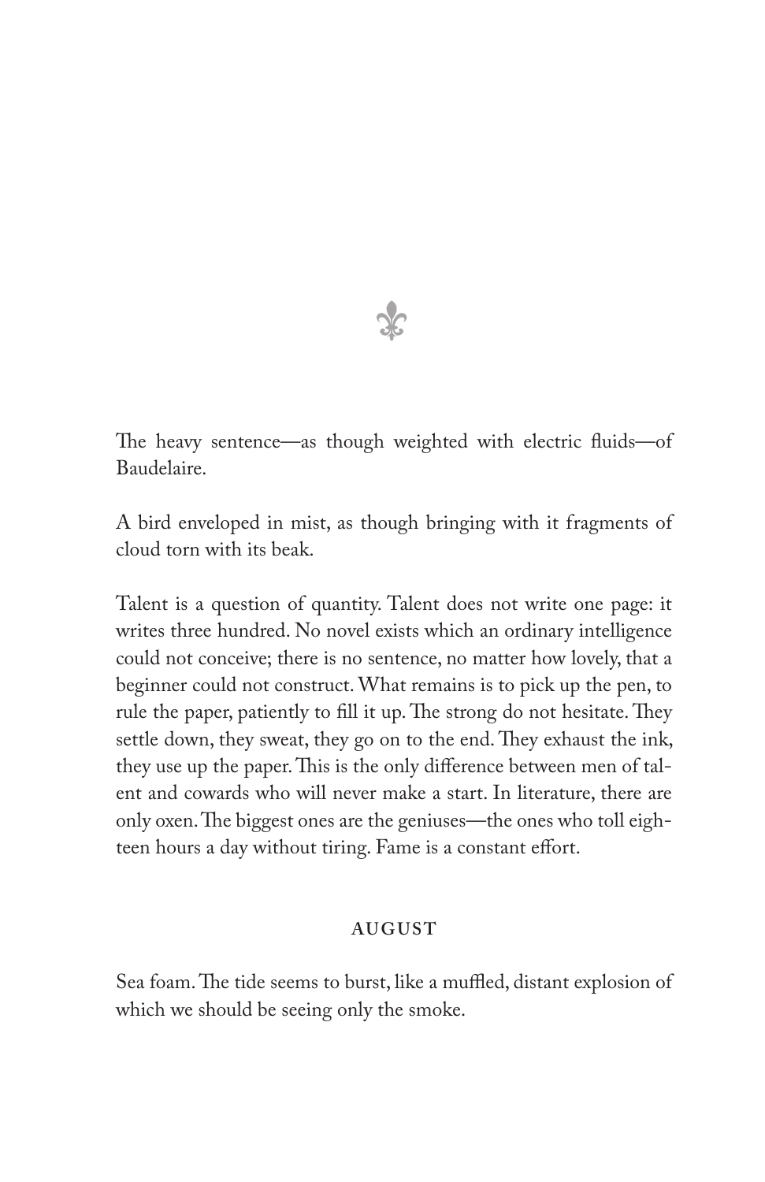⚜

The heavy sentence—as though weighted with electric fluids—of Baudelaire.

A bird enveloped in mist, as though bringing with it fragments of cloud torn with its beak.

Talent is a question of quantity. Talent does not write one page: it writes three hundred. No novel exists which an ordinary intelligence could not conceive; there is no sentence, no matter how lovely, that a beginner could not construct. What remains is to pick up the pen, to rule the paper, patiently to fill it up. The strong do not hesitate. They settle down, they sweat, they go on to the end. They exhaust the ink, they use up the paper. This is the only difference between men of talent and cowards who will never make a start. In literature, there are only oxen. The biggest ones are the geniuses—the ones who toll eighteen hours a day without tiring. Fame is a constant effort.

## AUGUST

Sea foam. The tide seems to burst, like a muffled, distant explosion of which we should be seeing only the smoke.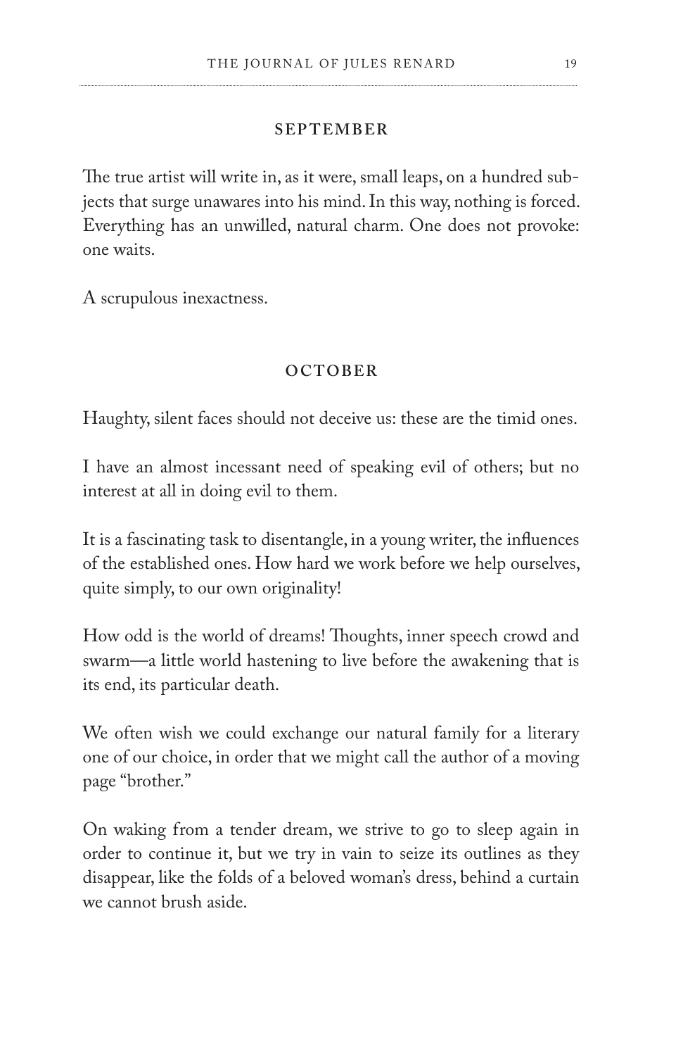## SEPTEMBER

The true artist will write in, as it were, small leaps, on a hundred subjects that surge unawares into his mind. In this way, nothing is forced. Everything has an unwilled, natural charm. One does not provoke: one waits.

A scrupulous inexactness.

## OCTOBER

Haughty, silent faces should not deceive us: these are the timid ones.

I have an almost incessant need of speaking evil of others; but no interest at all in doing evil to them.

It is a fascinating task to disentangle, in a young writer, the influences of the established ones. How hard we work before we help ourselves, quite simply, to our own originality!

How odd is the world of dreams! Thoughts, inner speech crowd and swarm—a little world hastening to live before the awakening that is its end, its particular death.

We often wish we could exchange our natural family for a literary one of our choice, in order that we might call the author of a moving page "brother."

On waking from a tender dream, we strive to go to sleep again in order to continue it, but we try in vain to seize its outlines as they disappear, like the folds of a beloved woman's dress, behind a curtain we cannot brush aside.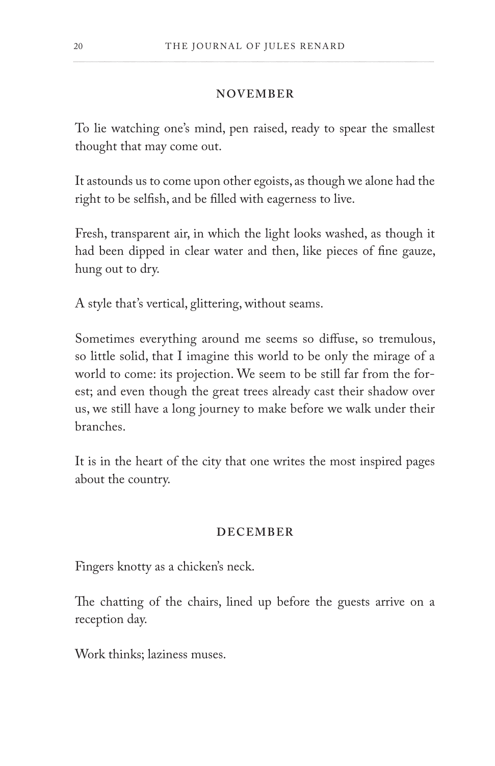## NOVEMBER

To lie watching one's mind, pen raised, ready to spear the smallest thought that may come out.

It astounds us to come upon other egoists, as though we alone had the right to be selfish, and be filled with eagerness to live.

Fresh, transparent air, in which the light looks washed, as though it had been dipped in clear water and then, like pieces of fine gauze, hung out to dry.

A style that's vertical, glittering, without seams.

Sometimes everything around me seems so diffuse, so tremulous, so little solid, that I imagine this world to be only the mirage of a world to come: its projection. We seem to be still far from the forest; and even though the great trees already cast their shadow over us, we still have a long journey to make before we walk under their branches.

It is in the heart of the city that one writes the most inspired pages about the country.

## DECEMBER

Fingers knotty as a chicken's neck.

The chatting of the chairs, lined up before the guests arrive on a reception day.

Work thinks; laziness muses.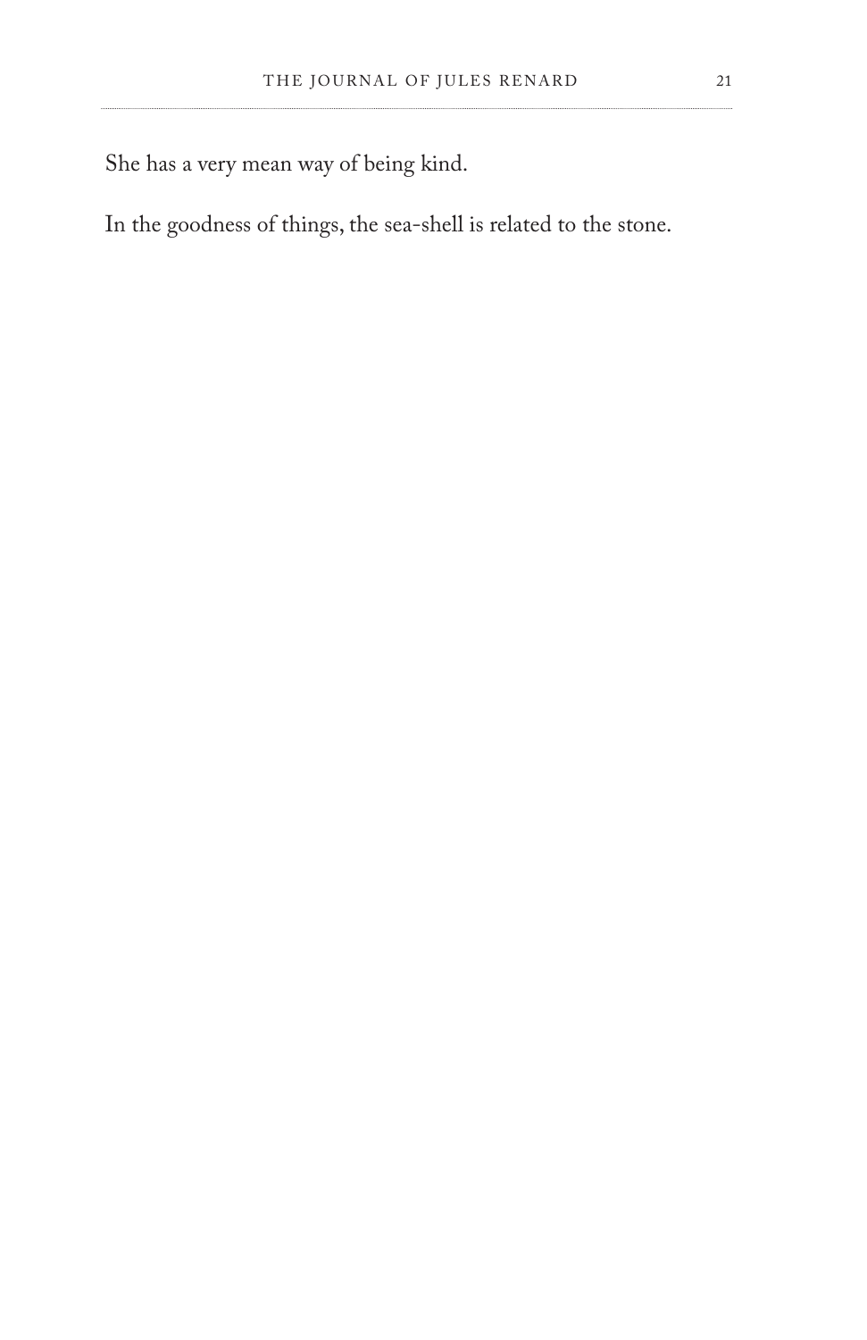She has a very mean way of being kind.

In the goodness of things, the sea-shell is related to the stone.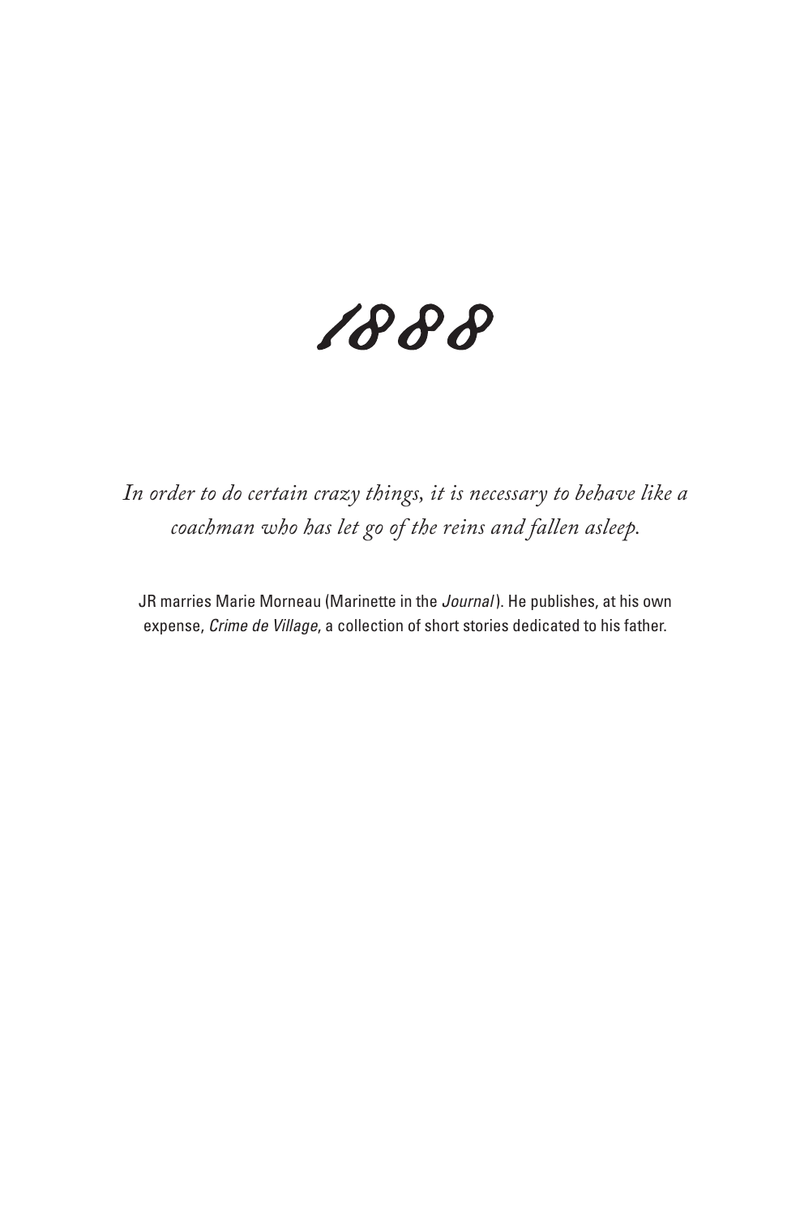# 1888

*In order to do certain crazy things, it is necessary to behave like a coachman who has let go of the reins and fallen asleep.*

JR marries Marie Morneau (Marinette in the *Journal*). He publishes, at his own expense, *Crime de Village*, a collection of short stories dedicated to his father.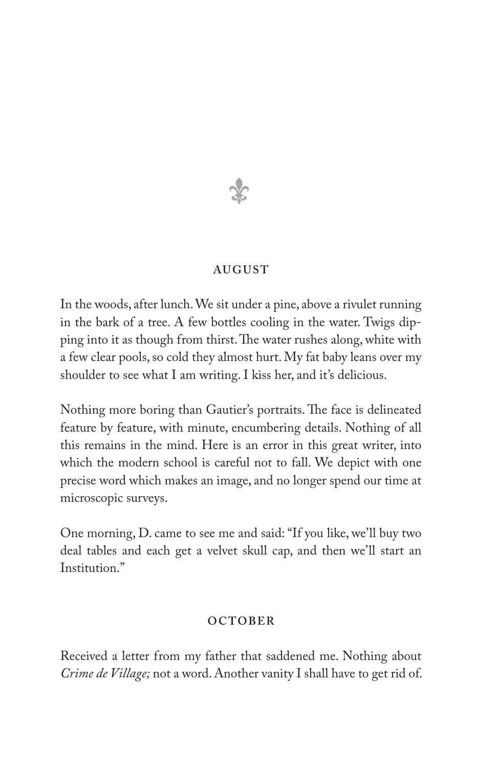⚜

## AUGUST

In the woods, after lunch. We sit under a pine, above a rivulet running in the bark of a tree. A few bottles cooling in the water. Twigs dipping into it as though from thirst. The water rushes along, white with a few clear pools, so cold they almost hurt. My fat baby leans over my shoulder to see what I am writing. I kiss her, and it's delicious.

Nothing more boring than Gautier's portraits. The face is delineated feature by feature, with minute, encumbering details. Nothing of all this remains in the mind. Here is an error in this great writer, into which the modern school is careful not to fall. We depict with one precise word which makes an image, and no longer spend our time at microscopic surveys.

One morning, D. came to see me and said: "If you like, we'll buy two deal tables and each get a velvet skull cap, and then we'll start an Institution."

## OCTOBER

Received a letter from my father that saddened me. Nothing about *Crime de Village;* not a word. Another vanity I shall have to get rid of.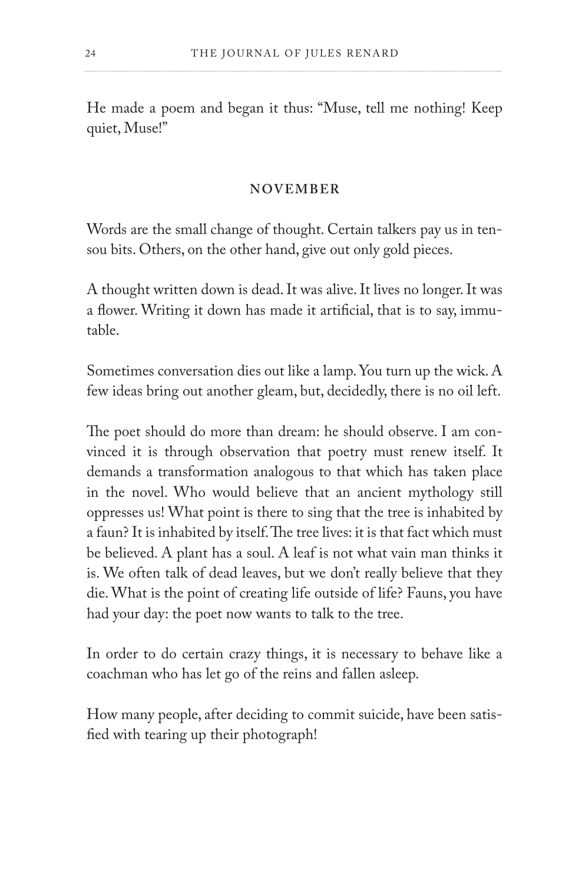He made a poem and began it thus: "Muse, tell me nothing! Keep quiet, Muse!"

## NOVEMBER

Words are the small change of thought. Certain talkers pay us in ten-sou bits. Others, on the other hand, give out only gold pieces.

A thought written down is dead. It was alive. It lives no longer. It was a flower. Writing it down has made it artificial, that is to say, immutable.

Sometimes conversation dies out like a lamp. You turn up the wick. A few ideas bring out another gleam, but, decidedly, there is no oil left.

The poet should do more than dream: he should observe. I am convinced it is through observation that poetry must renew itself. It demands a transformation analogous to that which has taken place in the novel. Who would believe that an ancient mythology still oppresses us! What point is there to sing that the tree is inhabited by a faun? It is inhabited by itself. The tree lives: it is that fact which must be believed. A plant has a soul. A leaf is not what vain man thinks it is. We often talk of dead leaves, but we don't really believe that they die. What is the point of creating life outside of life? Fauns, you have had your day: the poet now wants to talk to the tree.

In order to do certain crazy things, it is necessary to behave like a coachman who has let go of the reins and fallen asleep.

How many people, after deciding to commit suicide, have been satisfied with tearing up their photograph!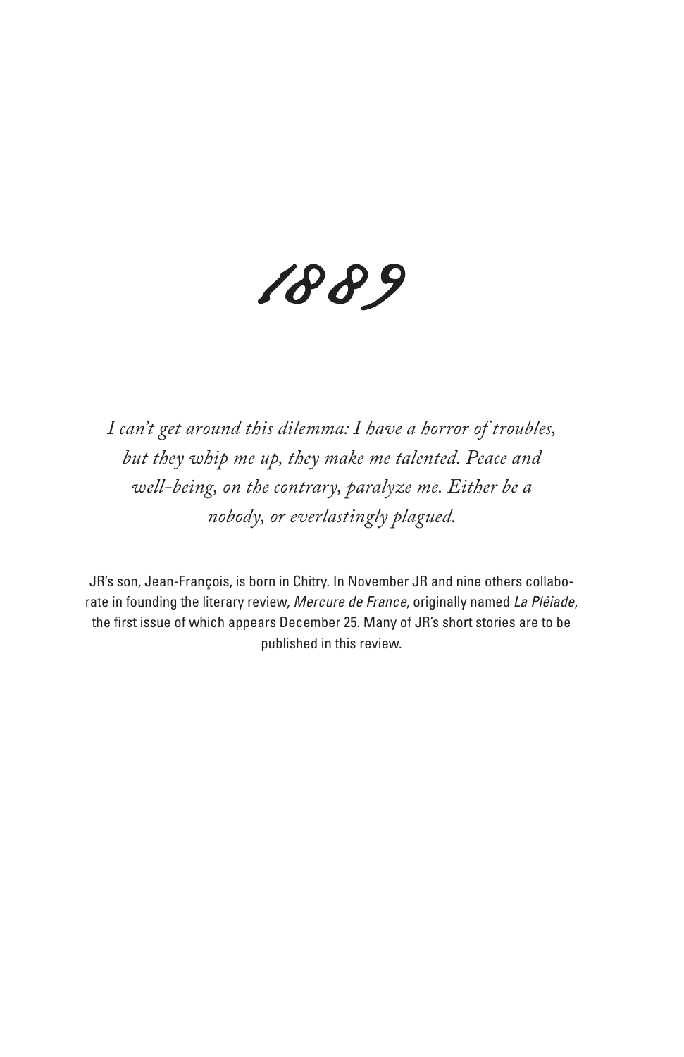# 1889

*I can't get around this dilemma: I have a horror of troubles, but they whip me up, they make me talented. Peace and well-being, on the contrary, paralyze me. Either be a nobody, or everlastingly plagued.*

JR's son, Jean-François, is born in Chitry. In November JR and nine others collaborate in founding the literary review, *Mercure de France*, originally named *La Pléiade*, the first issue of which appears December 25. Many of JR's short stories are to be published in this review.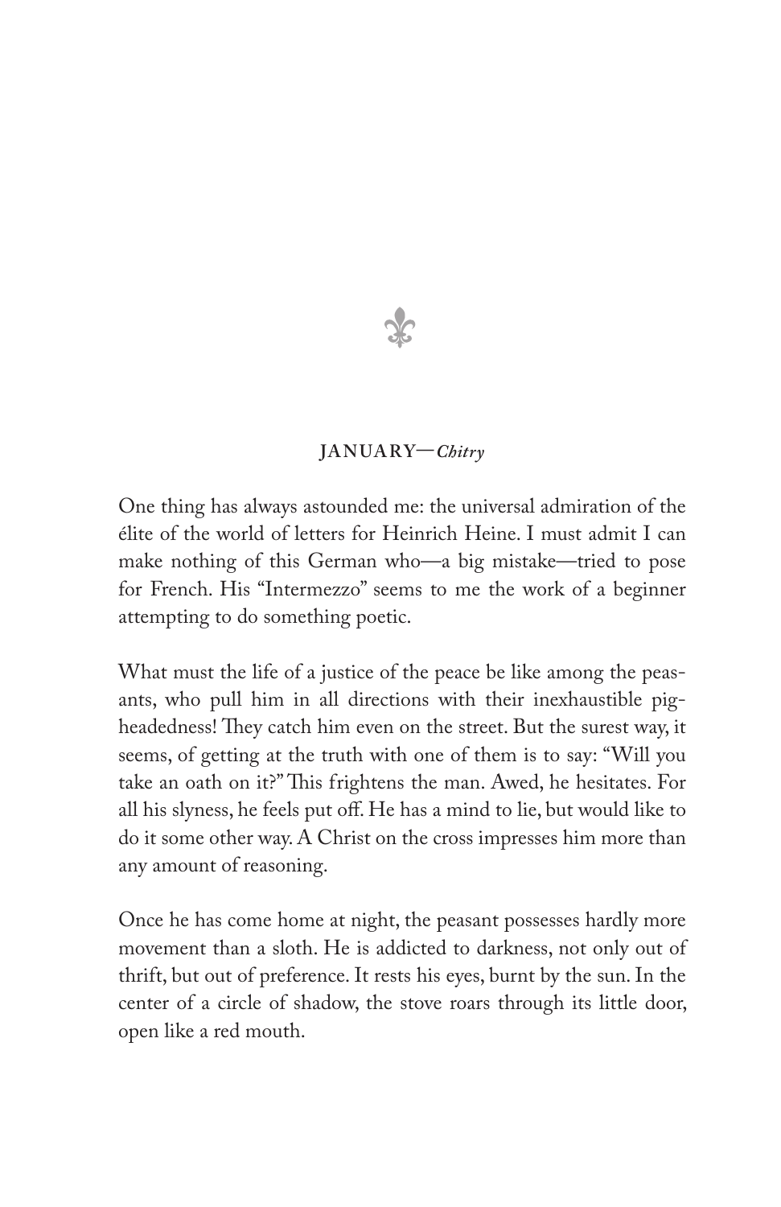## JANUARY—*Chitry*

One thing has always astounded me: the universal admiration of the élite of the world of letters for Heinrich Heine. I must admit I can make nothing of this German who—a big mistake—tried to pose for French. His "Intermezzo" seems to me the work of a beginner attempting to do something poetic.

What must the life of a justice of the peace be like among the peasants, who pull him in all directions with their inexhaustible pigheadedness! They catch him even on the street. But the surest way, it seems, of getting at the truth with one of them is to say: "Will you take an oath on it?" This frightens the man. Awed, he hesitates. For all his slyness, he feels put off. He has a mind to lie, but would like to do it some other way. A Christ on the cross impresses him more than any amount of reasoning.

Once he has come home at night, the peasant possesses hardly more movement than a sloth. He is addicted to darkness, not only out of thrift, but out of preference. It rests his eyes, burnt by the sun. In the center of a circle of shadow, the stove roars through its little door, open like a red mouth.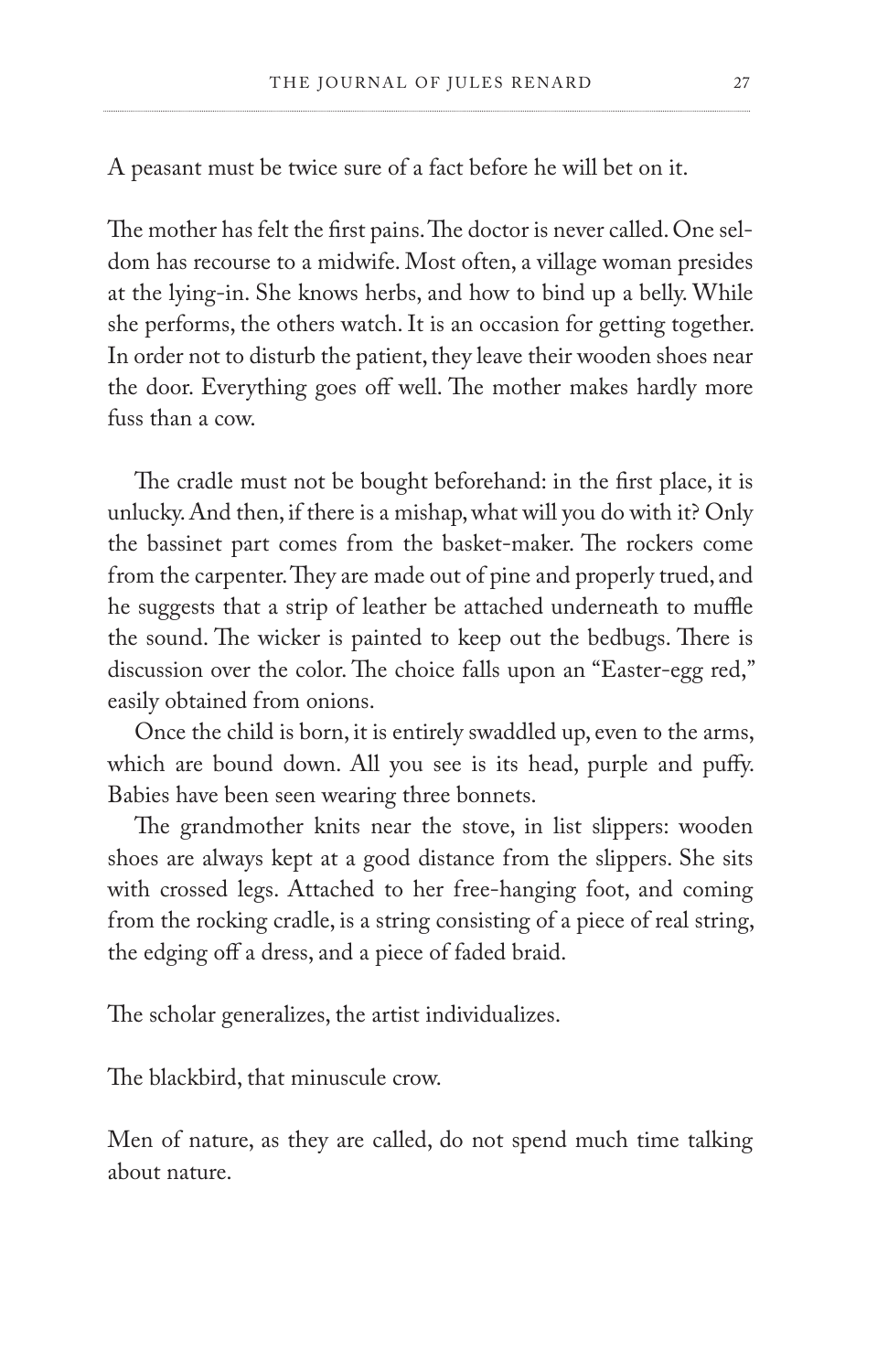A peasant must be twice sure of a fact before he will bet on it.

The mother has felt the first pains. The doctor is never called. One seldom has recourse to a midwife. Most often, a village woman presides at the lying-in. She knows herbs, and how to bind up a belly. While she performs, the others watch. It is an occasion for getting together. In order not to disturb the patient, they leave their wooden shoes near the door. Everything goes off well. The mother makes hardly more fuss than a cow.

The cradle must not be bought beforehand: in the first place, it is unlucky. And then, if there is a mishap, what will you do with it? Only the bassinet part comes from the basket-maker. The rockers come from the carpenter. They are made out of pine and properly trued, and he suggests that a strip of leather be attached underneath to muffle the sound. The wicker is painted to keep out the bedbugs. There is discussion over the color. The choice falls upon an "Easter-egg red," easily obtained from onions.

Once the child is born, it is entirely swaddled up, even to the arms, which are bound down. All you see is its head, purple and puffy. Babies have been seen wearing three bonnets.

The grandmother knits near the stove, in list slippers: wooden shoes are always kept at a good distance from the slippers. She sits with crossed legs. Attached to her free-hanging foot, and coming from the rocking cradle, is a string consisting of a piece of real string, the edging off a dress, and a piece of faded braid.

The scholar generalizes, the artist individualizes.

The blackbird, that minuscule crow.

Men of nature, as they are called, do not spend much time talking about nature.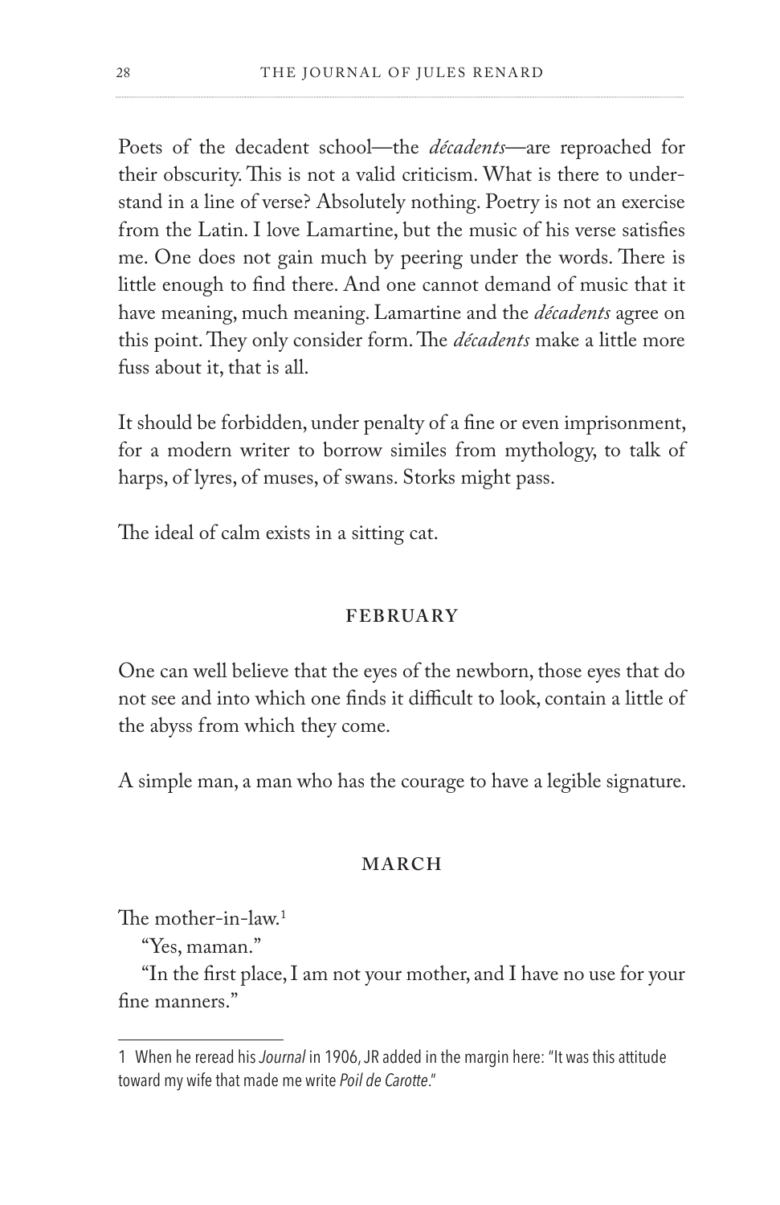Poets of the decadent school—the *décadents*—are reproached for their obscurity. This is not a valid criticism. What is there to understand in a line of verse? Absolutely nothing. Poetry is not an exercise from the Latin. I love Lamartine, but the music of his verse satisfies me. One does not gain much by peering under the words. There is little enough to find there. And one cannot demand of music that it have meaning, much meaning. Lamartine and the *décadents* agree on this point. They only consider form. The *décadents* make a little more fuss about it, that is all.

It should be forbidden, under penalty of a fine or even imprisonment, for a modern writer to borrow similes from mythology, to talk of harps, of lyres, of muses, of swans. Storks might pass.

The ideal of calm exists in a sitting cat.

### FEBRUARY

One can well believe that the eyes of the newborn, those eyes that do not see and into which one finds it difficult to look, contain a little of the abyss from which they come.

A simple man, a man who has the courage to have a legible signature.

### MARCH

The mother-in-law.[1]

"Yes, maman."

"In the first place, I am not your mother, and I have no use for your fine manners."

---

1 When he reread his *Journal* in 1906, JR added in the margin here: "It was this attitude toward my wife that made me write *Poil de Carotte*."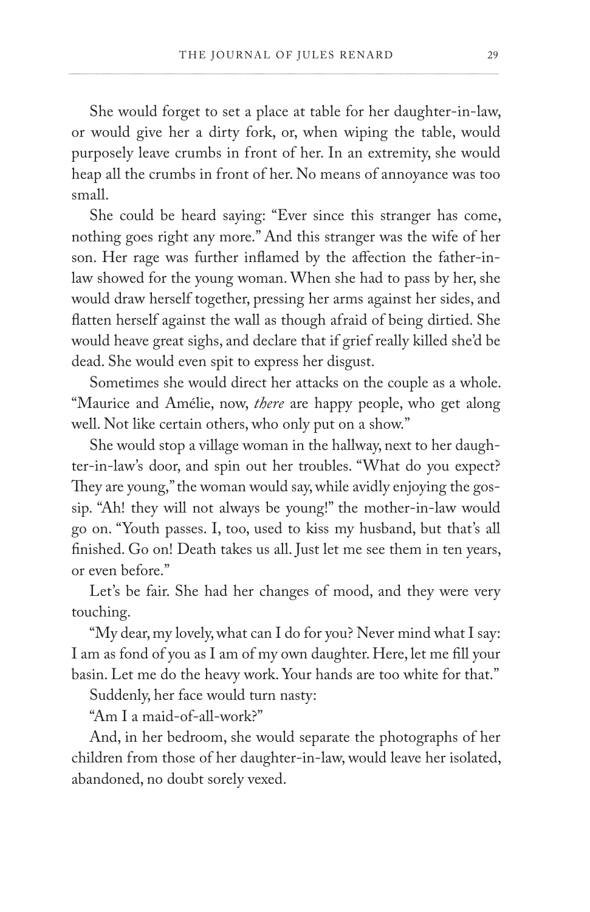She would forget to set a place at table for her daughter-in-law, or would give her a dirty fork, or, when wiping the table, would purposely leave crumbs in front of her. In an extremity, she would heap all the crumbs in front of her. No means of annoyance was too small.

She could be heard saying: "Ever since this stranger has come, nothing goes right any more." And this stranger was the wife of her son. Her rage was further inflamed by the affection the father-in-law showed for the young woman. When she had to pass by her, she would draw herself together, pressing her arms against her sides, and flatten herself against the wall as though afraid of being dirtied. She would heave great sighs, and declare that if grief really killed she'd be dead. She would even spit to express her disgust.

Sometimes she would direct her attacks on the couple as a whole. "Maurice and Amélie, now, *there* are happy people, who get along well. Not like certain others, who only put on a show."

She would stop a village woman in the hallway, next to her daughter-in-law's door, and spin out her troubles. "What do you expect? They are young," the woman would say, while avidly enjoying the gossip. "Ah! they will not always be young!" the mother-in-law would go on. "Youth passes. I, too, used to kiss my husband, but that's all finished. Go on! Death takes us all. Just let me see them in ten years, or even before."

Let's be fair. She had her changes of mood, and they were very touching.

"My dear, my lovely, what can I do for you? Never mind what I say: I am as fond of you as I am of my own daughter. Here, let me fill your basin. Let me do the heavy work. Your hands are too white for that."

Suddenly, her face would turn nasty:

"Am I a maid-of-all-work?"

And, in her bedroom, she would separate the photographs of her children from those of her daughter-in-law, would leave her isolated, abandoned, no doubt sorely vexed.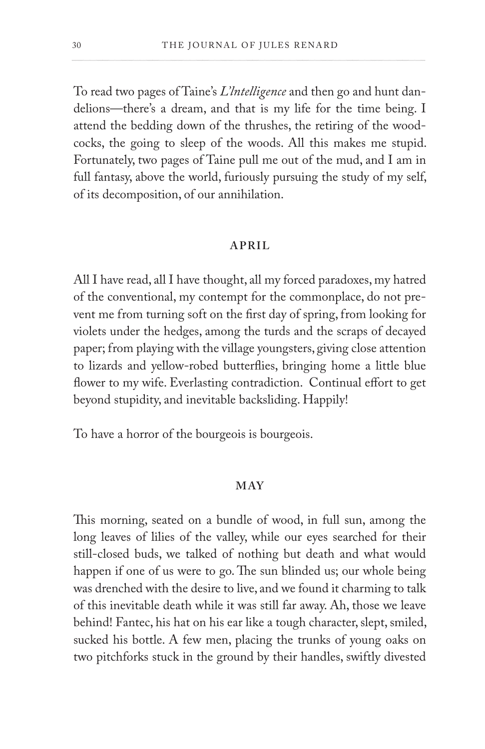To read two pages of Taine's *L'Intelligence* and then go and hunt dandelions—there's a dream, and that is my life for the time being. I attend the bedding down of the thrushes, the retiring of the woodcocks, the going to sleep of the woods. All this makes me stupid. Fortunately, two pages of Taine pull me out of the mud, and I am in full fantasy, above the world, furiously pursuing the study of my self, of its decomposition, of our annihilation.

### APRIL

All I have read, all I have thought, all my forced paradoxes, my hatred of the conventional, my contempt for the commonplace, do not prevent me from turning soft on the first day of spring, from looking for violets under the hedges, among the turds and the scraps of decayed paper; from playing with the village youngsters, giving close attention to lizards and yellow-robed butterflies, bringing home a little blue flower to my wife. Everlasting contradiction. Continual effort to get beyond stupidity, and inevitable backsliding. Happily!

To have a horror of the bourgeois is bourgeois.

### MAY

This morning, seated on a bundle of wood, in full sun, among the long leaves of lilies of the valley, while our eyes searched for their still-closed buds, we talked of nothing but death and what would happen if one of us were to go. The sun blinded us; our whole being was drenched with the desire to live, and we found it charming to talk of this inevitable death while it was still far away. Ah, those we leave behind! Fantec, his hat on his ear like a tough character, slept, smiled, sucked his bottle. A few men, placing the trunks of young oaks on two pitchforks stuck in the ground by their handles, swiftly divested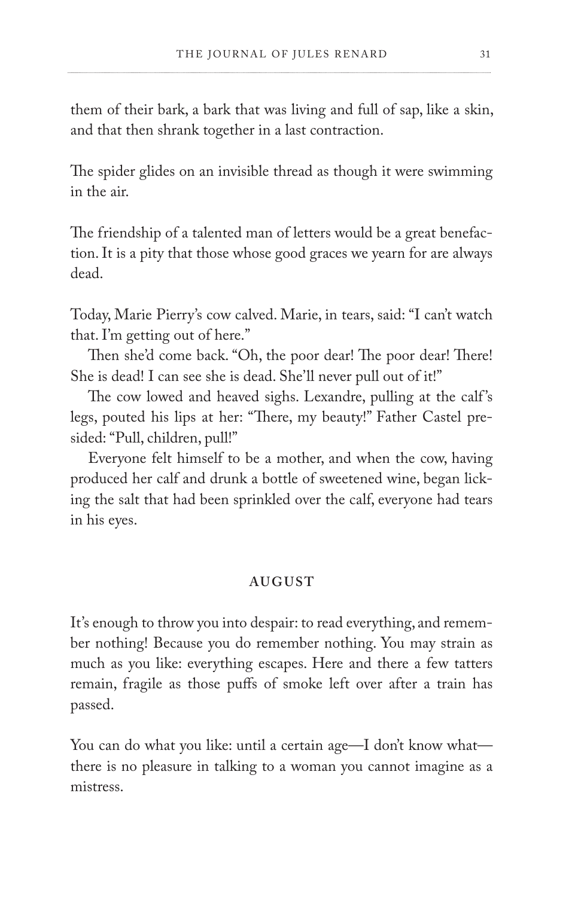them of their bark, a bark that was living and full of sap, like a skin, and that then shrank together in a last contraction.

The spider glides on an invisible thread as though it were swimming in the air.

The friendship of a talented man of letters would be a great benefaction. It is a pity that those whose good graces we yearn for are always dead.

Today, Marie Pierry's cow calved. Marie, in tears, said: "I can't watch that. I'm getting out of here."

Then she'd come back. "Oh, the poor dear! The poor dear! There! She is dead! I can see she is dead. She'll never pull out of it!"

The cow lowed and heaved sighs. Lexandre, pulling at the calf's legs, pouted his lips at her: "There, my beauty!" Father Castel presided: "Pull, children, pull!"

Everyone felt himself to be a mother, and when the cow, having produced her calf and drunk a bottle of sweetened wine, began licking the salt that had been sprinkled over the calf, everyone had tears in his eyes.

## AUGUST

It's enough to throw you into despair: to read everything, and remember nothing! Because you do remember nothing. You may strain as much as you like: everything escapes. Here and there a few tatters remain, fragile as those puffs of smoke left over after a train has passed.

You can do what you like: until a certain age—I don't know what—there is no pleasure in talking to a woman you cannot imagine as a mistress.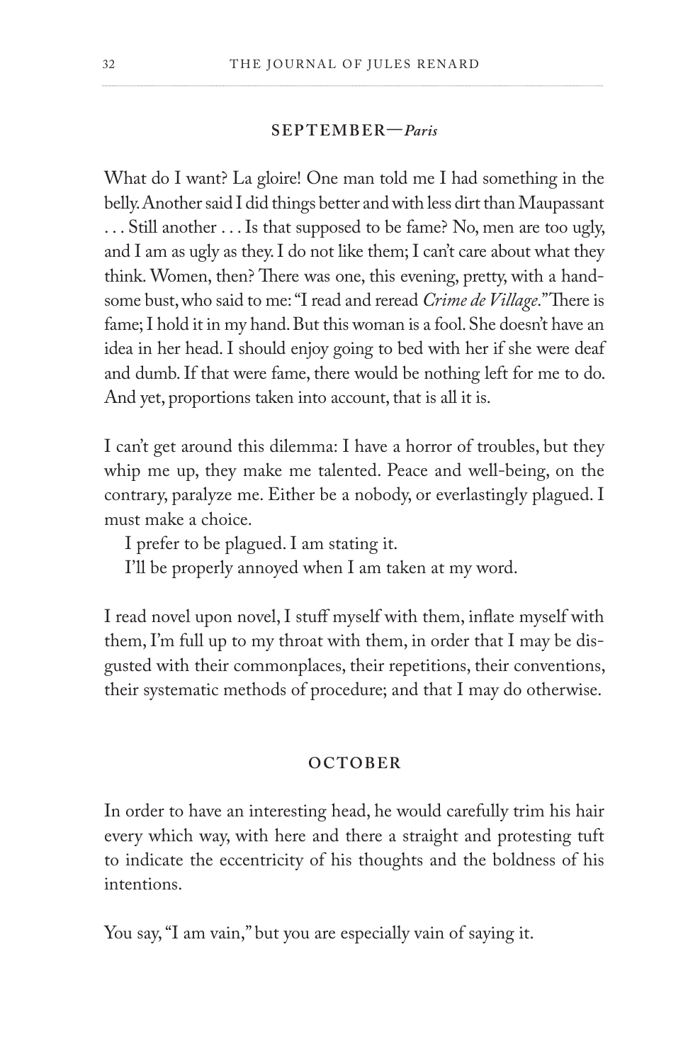## SEPTEMBER—*Paris*

What do I want? La gloire! One man told me I had something in the belly. Another said I did things better and with less dirt than Maupassant . . . Still another . . . Is that supposed to be fame? No, men are too ugly, and I am as ugly as they. I do not like them; I can't care about what they think. Women, then? There was one, this evening, pretty, with a handsome bust, who said to me: "I read and reread *Crime de Village*." There is fame; I hold it in my hand. But this woman is a fool. She doesn't have an idea in her head. I should enjoy going to bed with her if she were deaf and dumb. If that were fame, there would be nothing left for me to do. And yet, proportions taken into account, that is all it is.

I can't get around this dilemma: I have a horror of troubles, but they whip me up, they make me talented. Peace and well-being, on the contrary, paralyze me. Either be a nobody, or everlastingly plagued. I must make a choice.

I prefer to be plagued. I am stating it.

I'll be properly annoyed when I am taken at my word.

I read novel upon novel, I stuff myself with them, inflate myself with them, I'm full up to my throat with them, in order that I may be disgusted with their commonplaces, their repetitions, their conventions, their systematic methods of procedure; and that I may do otherwise.

## OCTOBER

In order to have an interesting head, he would carefully trim his hair every which way, with here and there a straight and protesting tuft to indicate the eccentricity of his thoughts and the boldness of his intentions.

You say, "I am vain," but you are especially vain of saying it.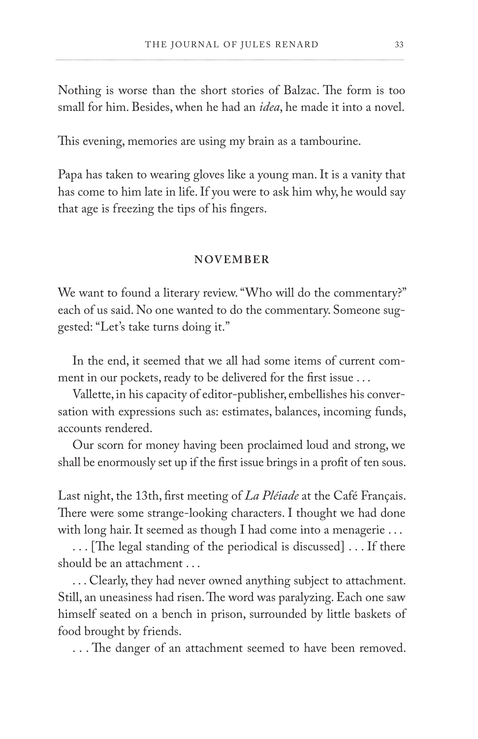Nothing is worse than the short stories of Balzac. The form is too small for him. Besides, when he had an *idea*, he made it into a novel.

This evening, memories are using my brain as a tambourine.

Papa has taken to wearing gloves like a young man. It is a vanity that has come to him late in life. If you were to ask him why, he would say that age is freezing the tips of his fingers.

### NOVEMBER

We want to found a literary review. "Who will do the commentary?" each of us said. No one wanted to do the commentary. Someone suggested: "Let's take turns doing it."

In the end, it seemed that we all had some items of current comment in our pockets, ready to be delivered for the first issue . . .

Vallette, in his capacity of editor-publisher, embellishes his conversation with expressions such as: estimates, balances, incoming funds, accounts rendered.

Our scorn for money having been proclaimed loud and strong, we shall be enormously set up if the first issue brings in a profit of ten sous.

Last night, the 13th, first meeting of *La Pléiade* at the Café Français. There were some strange-looking characters. I thought we had done with long hair. It seemed as though I had come into a menagerie . . .

. . . [The legal standing of the periodical is discussed] . . . If there should be an attachment . . .

. . . Clearly, they had never owned anything subject to attachment. Still, an uneasiness had risen. The word was paralyzing. Each one saw himself seated on a bench in prison, surrounded by little baskets of food brought by friends.

. . . The danger of an attachment seemed to have been removed.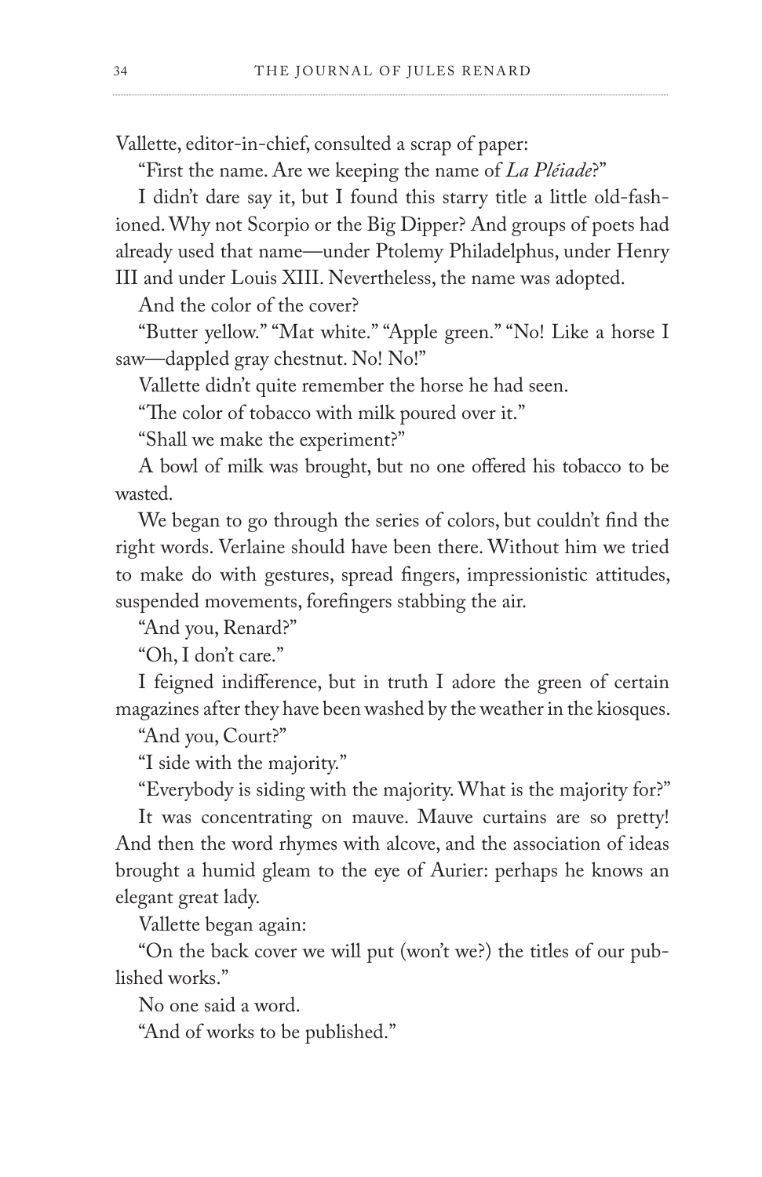Vallette, editor-in-chief, consulted a scrap of paper:

"First the name. Are we keeping the name of *La Pléiade*?"

I didn't dare say it, but I found this starry title a little old-fashioned. Why not Scorpio or the Big Dipper? And groups of poets had already used that name—under Ptolemy Philadelphus, under Henry III and under Louis XIII. Nevertheless, the name was adopted.

And the color of the cover?

"Butter yellow." "Mat white." "Apple green." "No! Like a horse I saw—dappled gray chestnut. No! No!"

Vallette didn't quite remember the horse he had seen.

"The color of tobacco with milk poured over it."

"Shall we make the experiment?"

A bowl of milk was brought, but no one offered his tobacco to be wasted.

We began to go through the series of colors, but couldn't find the right words. Verlaine should have been there. Without him we tried to make do with gestures, spread fingers, impressionistic attitudes, suspended movements, forefingers stabbing the air.

"And you, Renard?"

"Oh, I don't care."

I feigned indifference, but in truth I adore the green of certain magazines after they have been washed by the weather in the kiosques.

"And you, Court?"

"I side with the majority."

"Everybody is siding with the majority. What is the majority for?"

It was concentrating on mauve. Mauve curtains are so pretty! And then the word rhymes with alcove, and the association of ideas brought a humid gleam to the eye of Aurier: perhaps he knows an elegant great lady.

Vallette began again:

"On the back cover we will put (won't we?) the titles of our published works."

No one said a word.

"And of works to be published."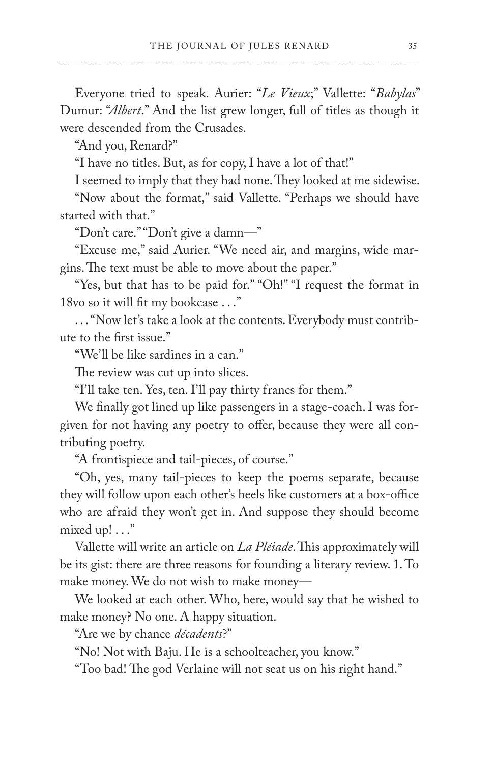Everyone tried to speak. Aurier: "*Le Vieux*;" Vallette: "*Babylas*" Dumur: "*Albert*." And the list grew longer, full of titles as though it were descended from the Crusades.

"And you, Renard?"

"I have no titles. But, as for copy, I have a lot of that!"

I seemed to imply that they had none. They looked at me sidewise.

"Now about the format," said Vallette. "Perhaps we should have started with that."

"Don't care." "Don't give a damn—"

"Excuse me," said Aurier. "We need air, and margins, wide margins. The text must be able to move about the paper."

"Yes, but that has to be paid for." "Oh!" "I request the format in 18vo so it will fit my bookcase . . ."

. . . "Now let's take a look at the contents. Everybody must contribute to the first issue."

"We'll be like sardines in a can."

The review was cut up into slices.

"I'll take ten. Yes, ten. I'll pay thirty francs for them."

We finally got lined up like passengers in a stage-coach. I was forgiven for not having any poetry to offer, because they were all contributing poetry.

"A frontispiece and tail-pieces, of course."

"Oh, yes, many tail-pieces to keep the poems separate, because they will follow upon each other's heels like customers at a box-office who are afraid they won't get in. And suppose they should become mixed up! . . ."

Vallette will write an article on *La Pléiade*. This approximately will be its gist: there are three reasons for founding a literary review. 1. To make money. We do not wish to make money—

We looked at each other. Who, here, would say that he wished to make money? No one. A happy situation.

"Are we by chance *décadents*?"

"No! Not with Baju. He is a schoolteacher, you know."

"Too bad! The god Verlaine will not seat us on his right hand."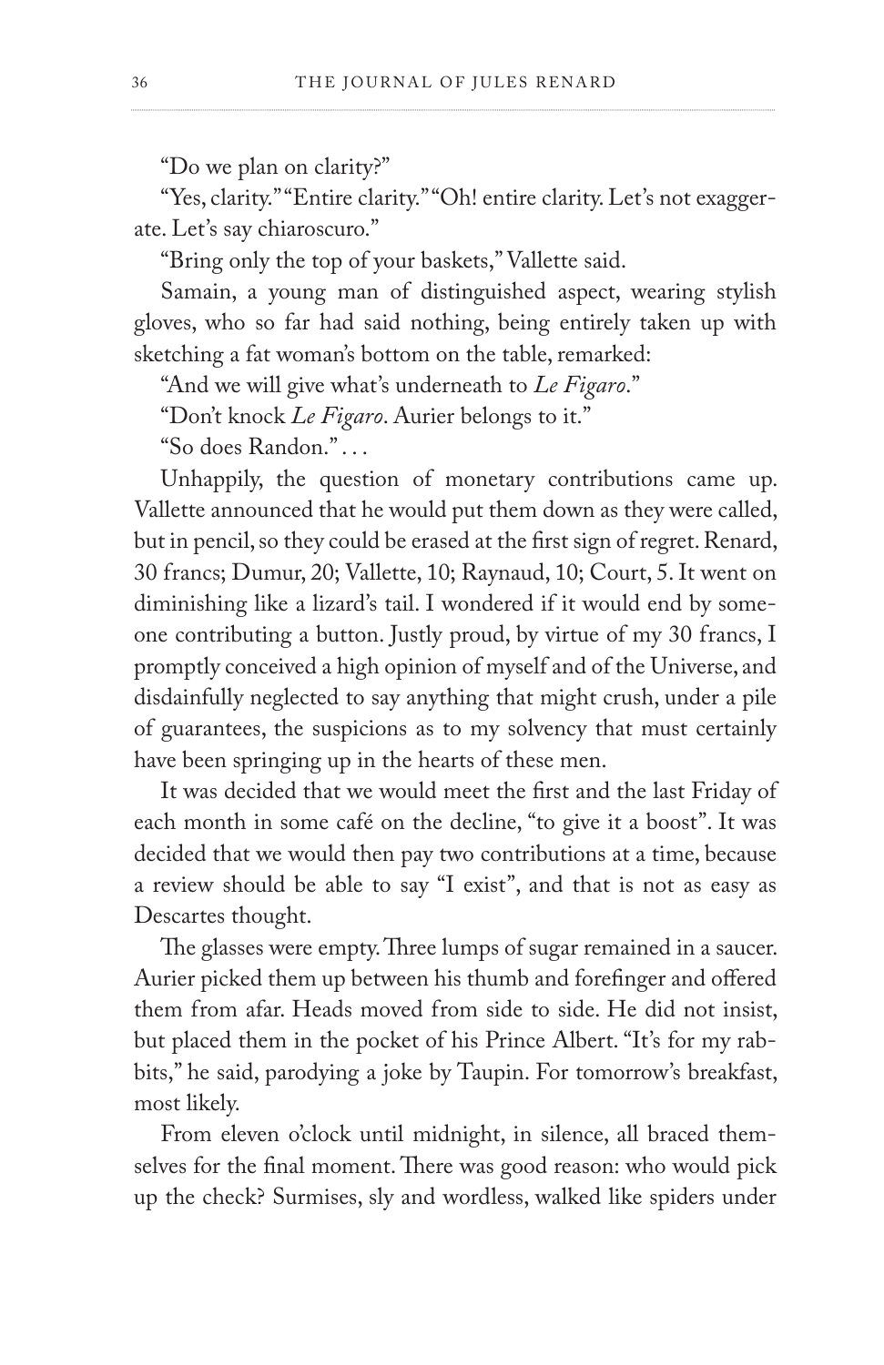"Do we plan on clarity?"

"Yes, clarity." "Entire clarity." "Oh! entire clarity. Let's not exaggerate. Let's say chiaroscuro."

"Bring only the top of your baskets," Vallette said.

Samain, a young man of distinguished aspect, wearing stylish gloves, who so far had said nothing, being entirely taken up with sketching a fat woman's bottom on the table, remarked:

"And we will give what's underneath to *Le Figaro*."

"Don't knock *Le Figaro*. Aurier belongs to it."

"So does Randon." . . .

Unhappily, the question of monetary contributions came up. Vallette announced that he would put them down as they were called, but in pencil, so they could be erased at the first sign of regret. Renard, 30 francs; Dumur, 20; Vallette, 10; Raynaud, 10; Court, 5. It went on diminishing like a lizard's tail. I wondered if it would end by someone contributing a button. Justly proud, by virtue of my 30 francs, I promptly conceived a high opinion of myself and of the Universe, and disdainfully neglected to say anything that might crush, under a pile of guarantees, the suspicions as to my solvency that must certainly have been springing up in the hearts of these men.

It was decided that we would meet the first and the last Friday of each month in some café on the decline, "to give it a boost". It was decided that we would then pay two contributions at a time, because a review should be able to say "I exist", and that is not as easy as Descartes thought.

The glasses were empty. Three lumps of sugar remained in a saucer. Aurier picked them up between his thumb and forefinger and offered them from afar. Heads moved from side to side. He did not insist, but placed them in the pocket of his Prince Albert. "It's for my rabbits," he said, parodying a joke by Taupin. For tomorrow's breakfast, most likely.

From eleven o'clock until midnight, in silence, all braced themselves for the final moment. There was good reason: who would pick up the check? Surmises, sly and wordless, walked like spiders under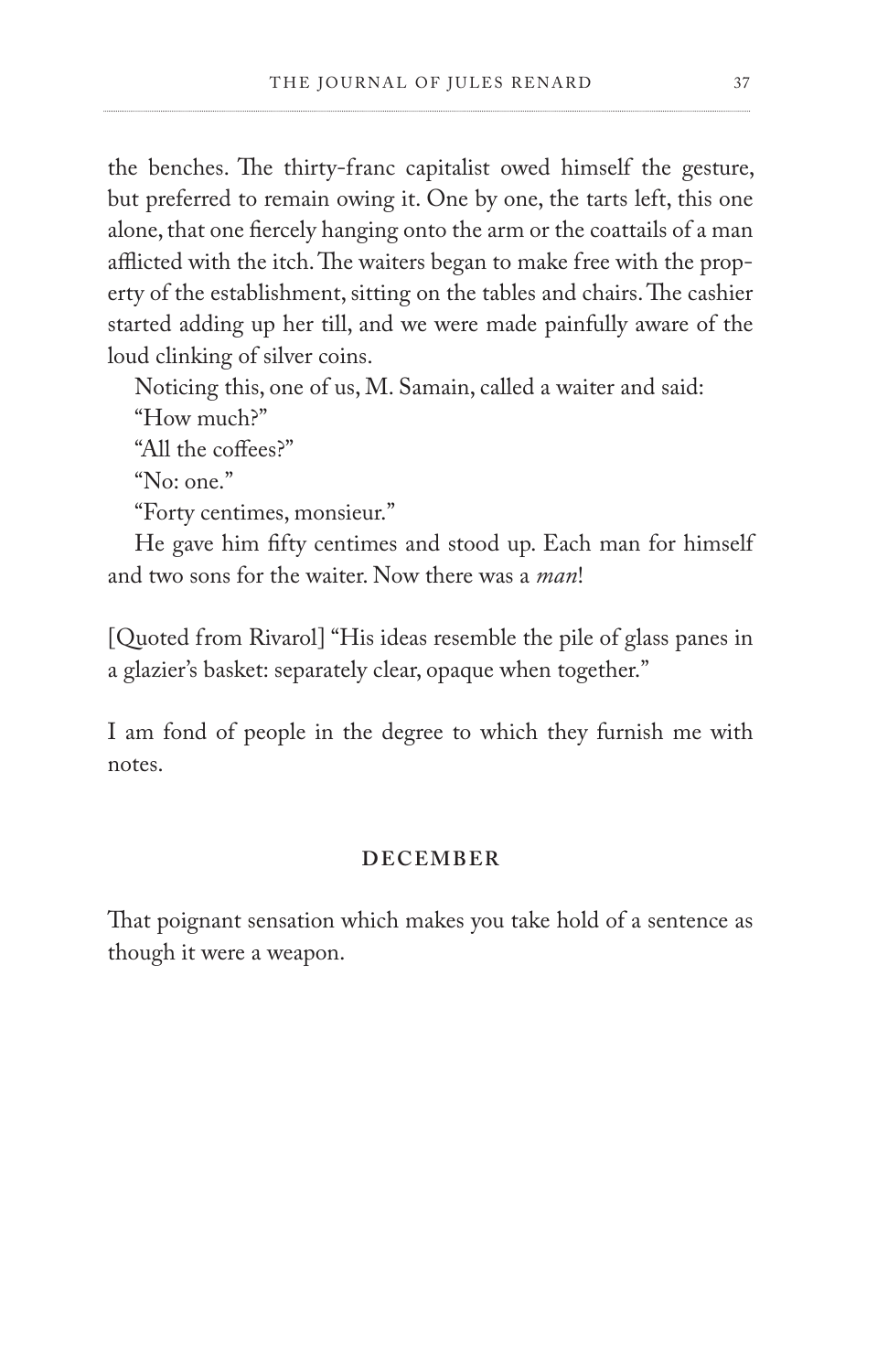the benches. The thirty-franc capitalist owed himself the gesture, but preferred to remain owing it. One by one, the tarts left, this one alone, that one fiercely hanging onto the arm or the coattails of a man afflicted with the itch. The waiters began to make free with the property of the establishment, sitting on the tables and chairs. The cashier started adding up her till, and we were made painfully aware of the loud clinking of silver coins.

Noticing this, one of us, M. Samain, called a waiter and said:

"How much?"

"All the coffees?"

"No: one."

"Forty centimes, monsieur."

He gave him fifty centimes and stood up. Each man for himself and two sons for the waiter. Now there was a *man*!

[Quoted from Rivarol] "His ideas resemble the pile of glass panes in a glazier's basket: separately clear, opaque when together."

I am fond of people in the degree to which they furnish me with notes.

## DECEMBER

That poignant sensation which makes you take hold of a sentence as though it were a weapon.